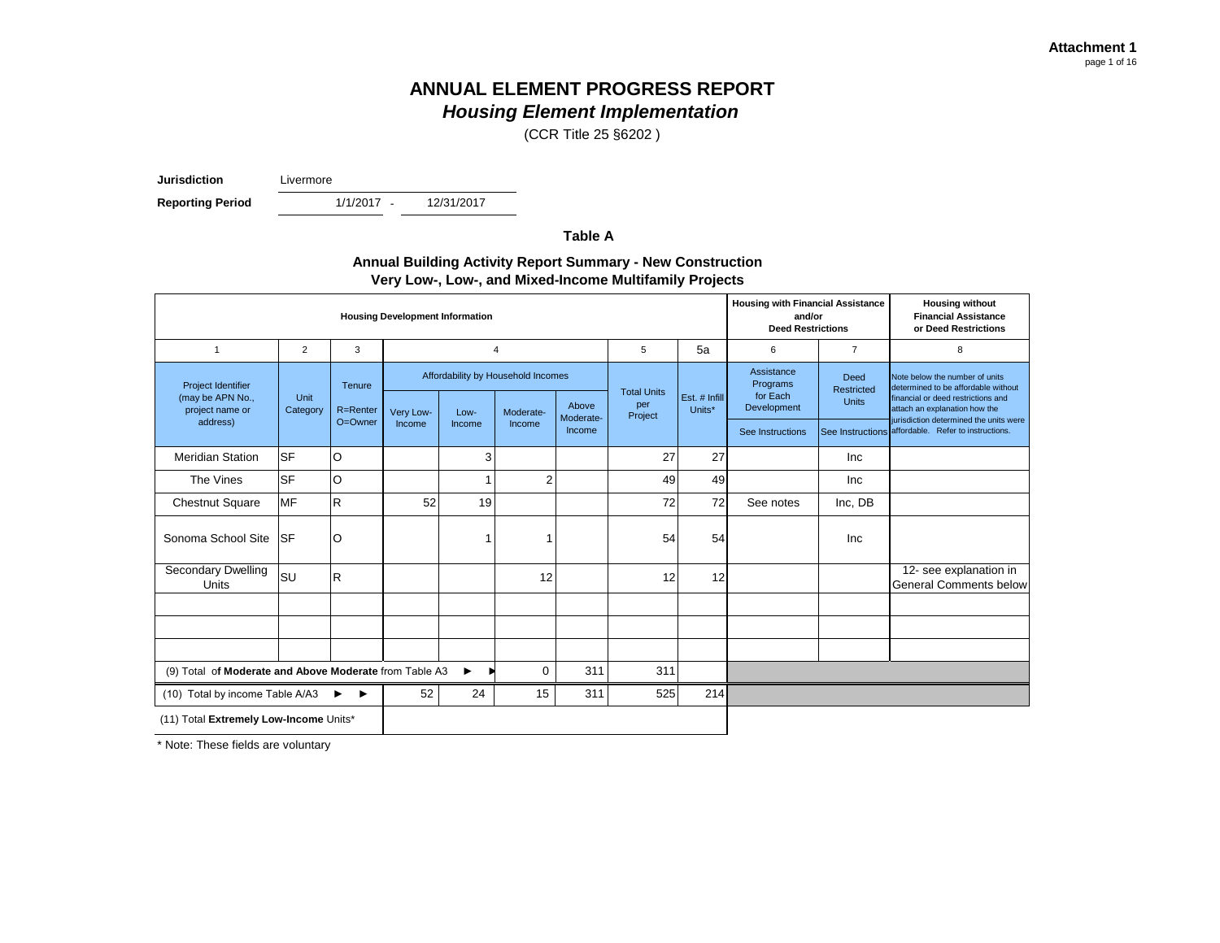**Attachment 1**
page 1 of 16

# ANNUAL ELEMENT PROGRESS REPORT
## *Housing Element Implementation*
(CCR Title 25 §6202 )

**Jurisdiction** Livermore

**Reporting Period** 1/1/2017 - 12/31/2017

### Table A

### Annual Building Activity Report Summary - New Construction Very Low-, Low-, and Mixed-Income Multifamily Projects

| Housing Development Information | | | | | | | | | Housing with Financial Assistance and/or Deed Restrictions | | Housing without Financial Assistance or Deed Restrictions |
|---|---|---|---|---|---|---|---|---|---|---|---|
| 1 | 2 | 3 | 4 | | | | 5 | 5a | 6 | 7 | 8 |
| Project Identifier (may be APN No., project name or address) | Unit Category | Tenure R=Renter O=Owner | Affordability by Household Incomes | | | | Total Units per Project | Est. # Infill Units* | Assistance Programs for Each Development | Deed Restricted Units | Note below the number of units determined to be affordable without financial or deed restrictions and attach an explanation how the jurisdiction determined the units were affordable. Refer to instructions. |
| | | | Very Low-Income | Low-Income | Moderate-Income | Above Moderate-Income | | | See Instructions | See Instructions | |
| Meridian Station | SF | O | | 3 | | | 27 | 27 | | Inc | |
| The Vines | SF | O | | 1 | 2 | | 49 | 49 | | Inc | |
| Chestnut Square | MF | R | 52 | 19 | | | 72 | 72 | See notes | Inc, DB | |
| Sonoma School Site | SF | O | | 1 | 1 | | 54 | 54 | | Inc | |
| Secondary Dwelling Units | SU | R | | | 12 | | 12 | 12 | | | 12- see explanation in General Comments below |
| | | | | | | | | | | | |
| | | | | | | | | | | | |
| | | | | | | | | | | | |
| (9) Total of **Moderate and Above Moderate** from Table A3 ► ► | | | | | 0 | 311 | 311 | | | | |
| (10) Total by income Table A/A3 ► ► | | | 52 | 24 | 15 | 311 | 525 | 214 | | | |
| (11) Total **Extremely Low-Income** Units* | | | | | | | | | | | |

\* Note: These fields are voluntary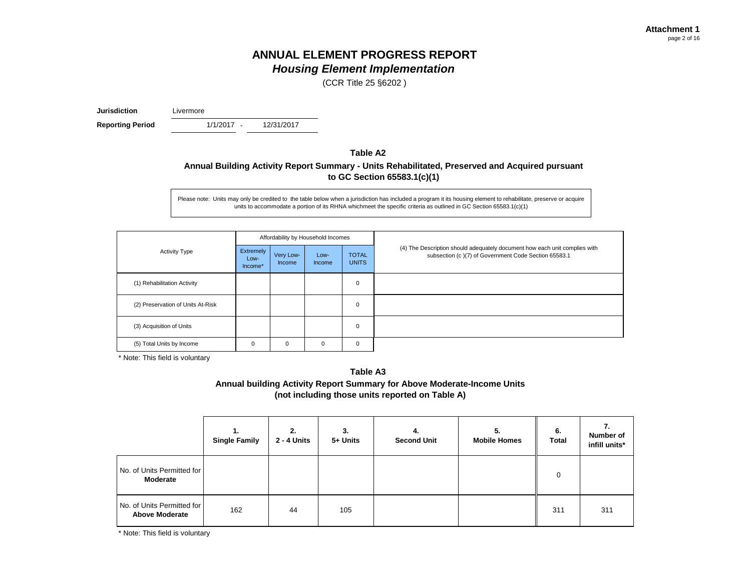**Attachment 1**

# ANNUAL ELEMENT PROGRESS REPORT
## *Housing Element Implementation*

(CCR Title 25 §6202 )

**Jurisdiction** Livermore

**Reporting Period** 1/1/2017 - 12/31/2017

### Table A2

**Annual Building Activity Report Summary - Units Rehabilitated, Preserved and Acquired pursuant to GC Section 65583.1(c)(1)**

Please note: Units may only be credited to the table below when a jurisdiction has included a program it its housing element to rehabilitate, preserve or acquire units to accommodate a portion of its RHNA whichmeet the specific criteria as outlined in GC Section 65583.1(c)(1)

| Activity Type | Affordability by Household Incomes | | | | (4) The Description should adequately document how each unit complies with subsection (c )(7) of Government Code Section 65583.1 |
|---|---|---|---|---|---|
| | Extremely Low-Income* | Very Low-Income | Low-Income | TOTAL UNITS | |
| (1) Rehabilitation Activity | | | | 0 | |
| (2) Preservation of Units At-Risk | | | | 0 | |
| (3) Acquisition of Units | | | | 0 | |
| (5) Total Units by Income | 0 | 0 | 0 | 0 | |

\* Note: This field is voluntary

### Table A3

**Annual building Activity Report Summary for Above Moderate-Income Units (not including those units reported on Table A)**

| | 1. Single Family | 2. 2 - 4 Units | 3. 5+ Units | 4. Second Unit | 5. Mobile Homes | 6. Total | 7. Number of infill units* |
|---|---|---|---|---|---|---|---|
| No. of Units Permitted for **Moderate** | | | | | | 0 | |
| No. of Units Permitted for **Above Moderate** | 162 | 44 | 105 | | | 311 | 311 |

\* Note: This field is voluntary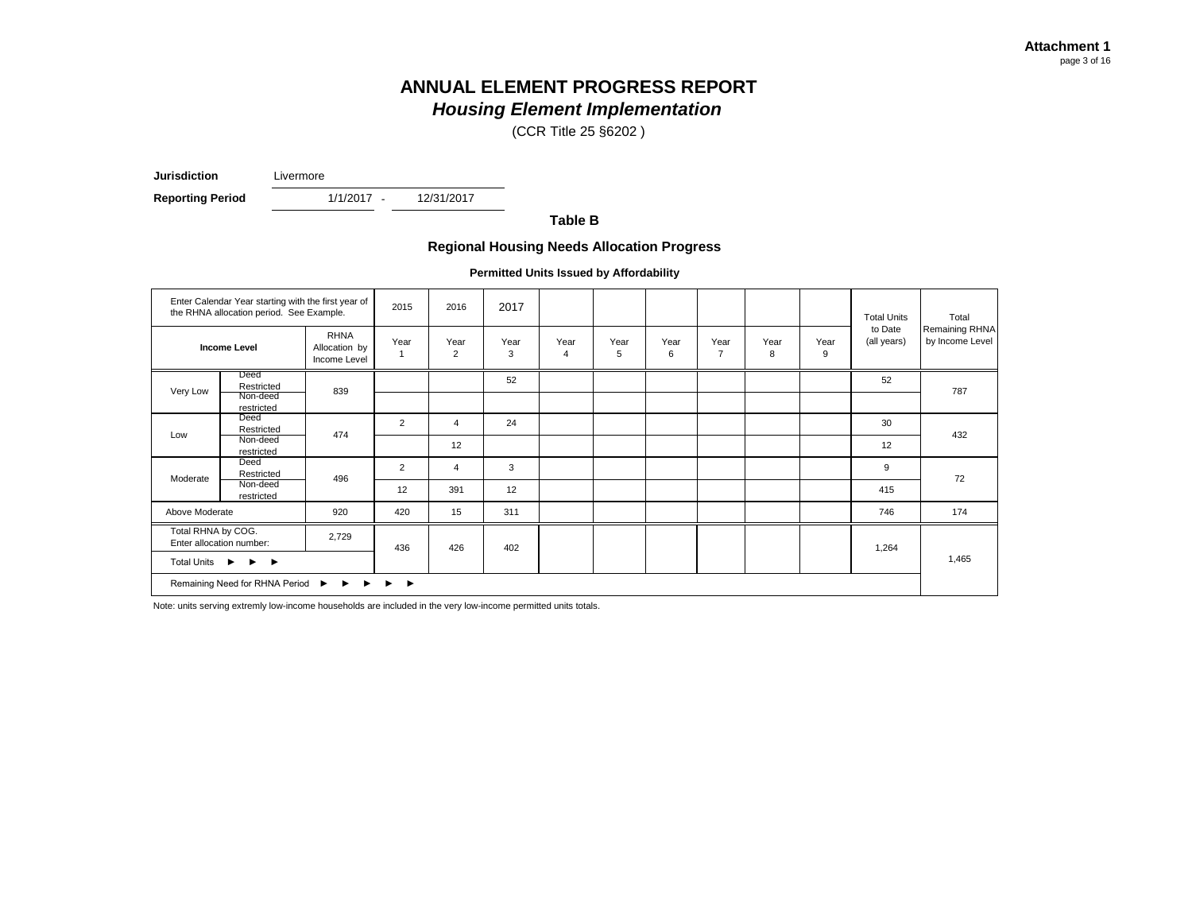Attachment 1

# ANNUAL ELEMENT PROGRESS REPORT
## *Housing Element Implementation*
(CCR Title 25 §6202 )

**Jurisdiction** Livermore

**Reporting Period** 1/1/2017 - 12/31/2017

### Table B

### Regional Housing Needs Allocation Progress

#### Permitted Units Issued by Affordability

| Enter Calendar Year starting with the first year of the RHNA allocation period. See Example. | | | 2015 | 2016 | 2017 | | | | | | | Total Units to Date (all years) | Total Remaining RHNA by Income Level |
|---|---|---|---|---|---|---|---|---|---|---|---|---|---|
| **Income Level** | | RHNA Allocation by Income Level | Year 1 | Year 2 | Year 3 | Year 4 | Year 5 | Year 6 | Year 7 | Year 8 | Year 9 | | |
| Very Low | Deed Restricted | 839 | | | 52 | | | | | | | 52 | 787 |
| | Non-deed restricted | | | | | | | | | | | | |
| Low | Deed Restricted | 474 | 2 | 4 | 24 | | | | | | | 30 | 432 |
| | Non-deed restricted | | | 12 | | | | | | | | 12 | |
| Moderate | Deed Restricted | 496 | 2 | 4 | 3 | | | | | | | 9 | 72 |
| | Non-deed restricted | | 12 | 391 | 12 | | | | | | | 415 | |
| Above Moderate | | 920 | 420 | 15 | 311 | | | | | | | 746 | 174 |
| Total RHNA by COG. Enter allocation number: | | 2,729 | | | | | | | | | | | |
| Total Units ► ► ► | | | 436 | 426 | 402 | | | | | | | 1,264 | |
| Remaining Need for RHNA Period ► ► ► ► ► | | | | | | | | | | | | | 1,465 |

Note: units serving extremly low-income households are included in the very low-income permitted units totals.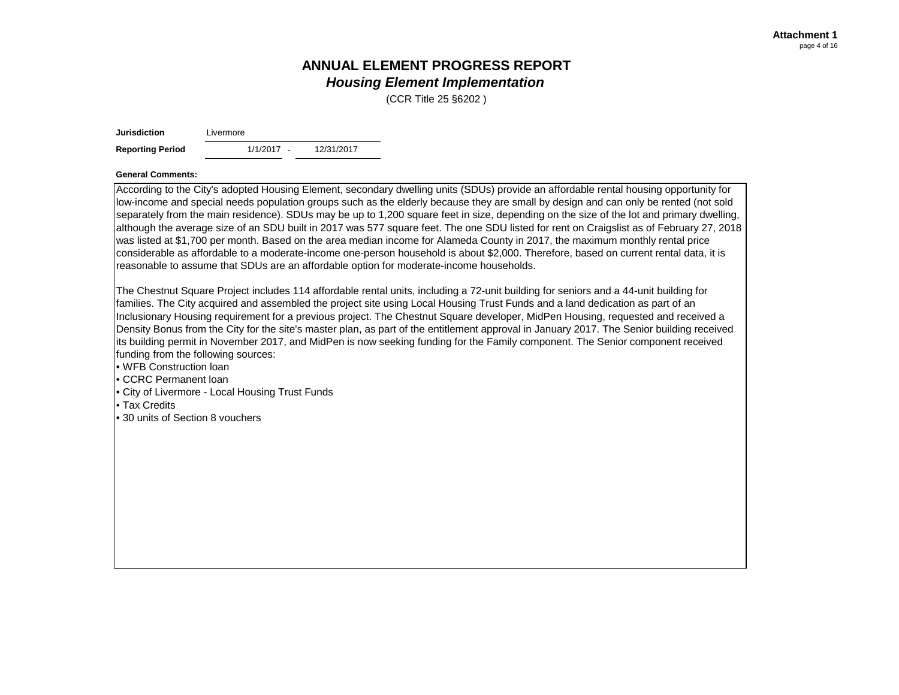**Attachment 1**

# ANNUAL ELEMENT PROGRESS REPORT

## *Housing Element Implementation*

(CCR Title 25 §6202 )

| | |
|---|---|
| **Jurisdiction** | Livermore |
| **Reporting Period** | 1/1/2017 - 12/31/2017 |

**General Comments:**

According to the City's adopted Housing Element, secondary dwelling units (SDUs) provide an affordable rental housing opportunity for low-income and special needs population groups such as the elderly because they are small by design and can only be rented (not sold separately from the main residence). SDUs may be up to 1,200 square feet in size, depending on the size of the lot and primary dwelling, although the average size of an SDU built in 2017 was 577 square feet. The one SDU listed for rent on Craigslist as of February 27, 2018 was listed at $1,700 per month. Based on the area median income for Alameda County in 2017, the maximum monthly rental price considerable as affordable to a moderate-income one-person household is about $2,000. Therefore, based on current rental data, it is reasonable to assume that SDUs are an affordable option for moderate-income households.

The Chestnut Square Project includes 114 affordable rental units, including a 72-unit building for seniors and a 44-unit building for families. The City acquired and assembled the project site using Local Housing Trust Funds and a land dedication as part of an Inclusionary Housing requirement for a previous project. The Chestnut Square developer, MidPen Housing, requested and received a Density Bonus from the City for the site's master plan, as part of the entitlement approval in January 2017. The Senior building received its building permit in November 2017, and MidPen is now seeking funding for the Family component. The Senior component received funding from the following sources:

- WFB Construction loan
- CCRC Permanent loan
- City of Livermore - Local Housing Trust Funds
- Tax Credits
- 30 units of Section 8 vouchers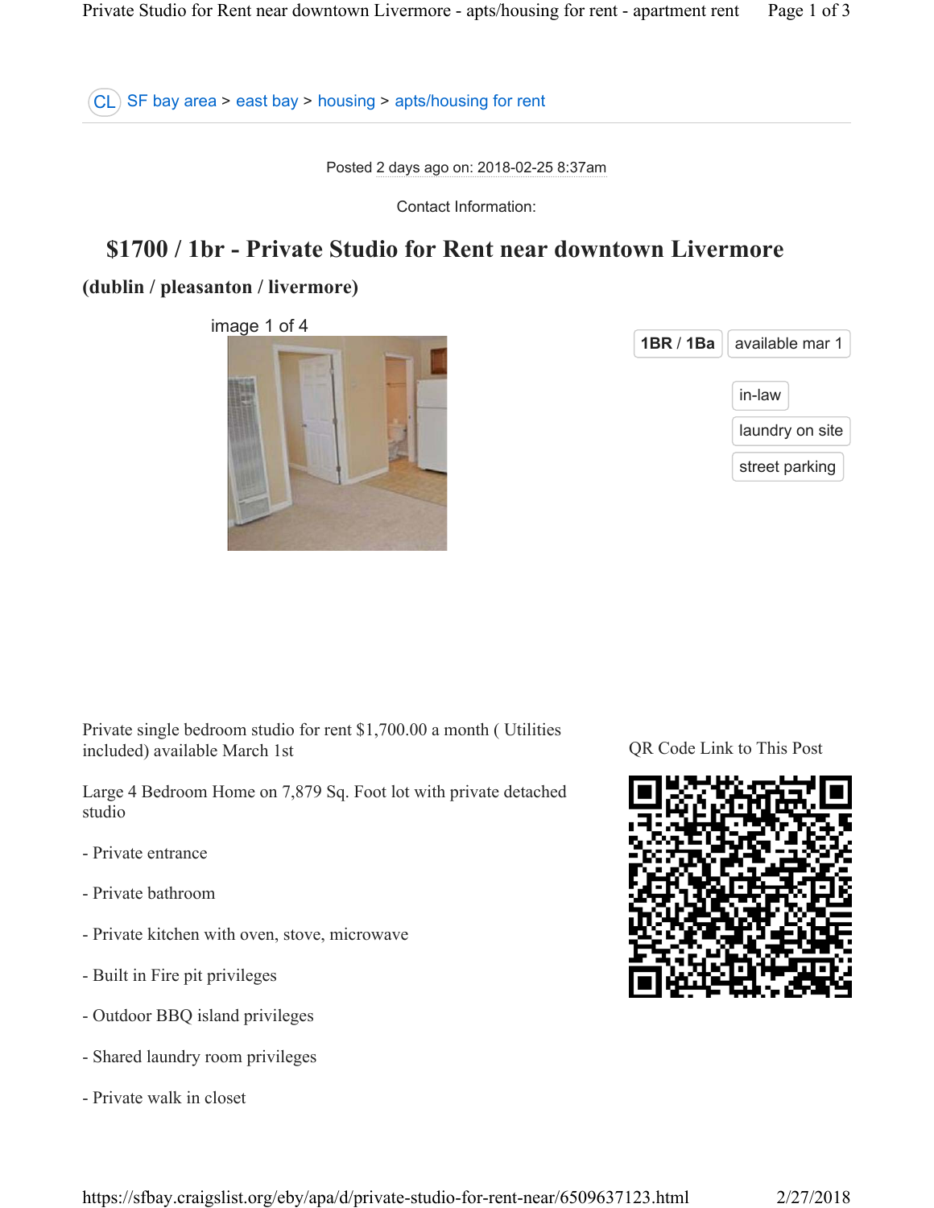CL SF bay area > east bay > housing > apts/housing for rent

Posted 2 days ago on: 2018-02-25 8:37am

Contact Information:

# $1700 / 1br - Private Studio for Rent near downtown Livermore

## (dublin / pleasanton / livermore)

image 1 of 4

1BR / 1Ba | available mar 1

in-law

laundry on site

street parking

Private single bedroom studio for rent $1,700.00 a month ( Utilities included) available March 1st

Large 4 Bedroom Home on 7,879 Sq. Foot lot with private detached studio

- Private entrance

- Private bathroom

- Private kitchen with oven, stove, microwave

- Built in Fire pit privileges

- Outdoor BBQ island privileges

- Shared laundry room privileges

- Private walk in closet

QR Code Link to This Post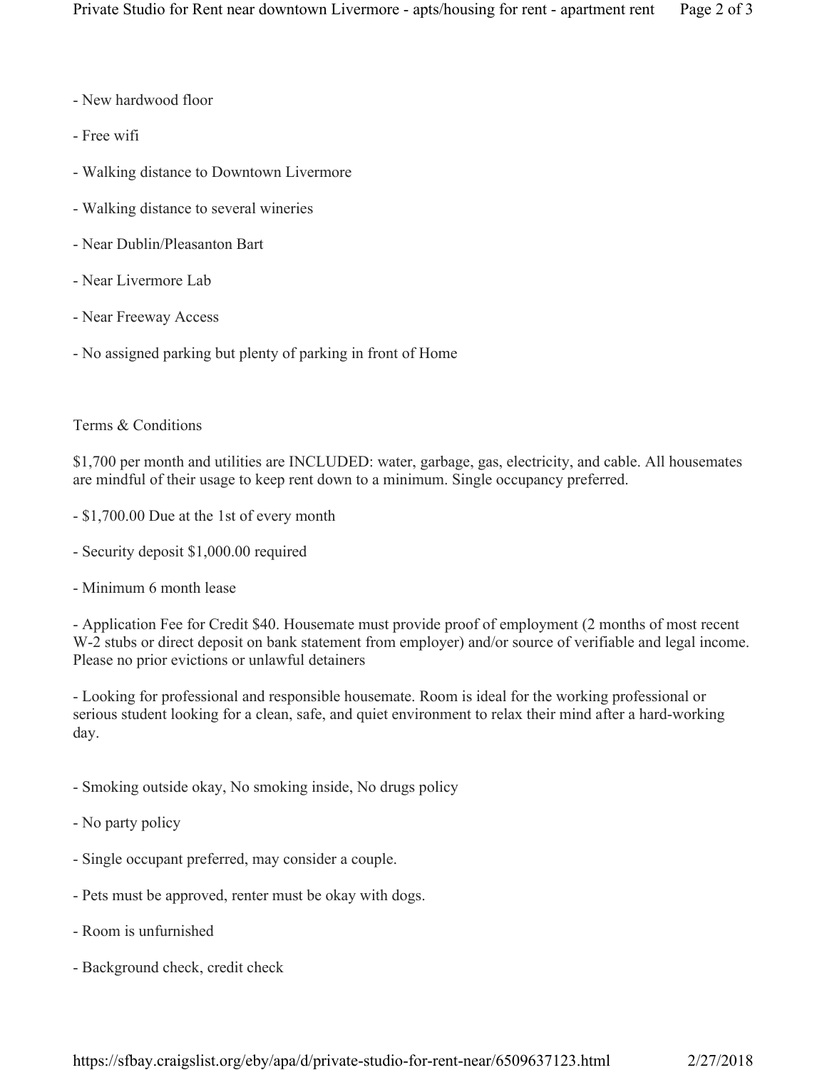- New hardwood floor

- Free wifi

- Walking distance to Downtown Livermore

- Walking distance to several wineries

- Near Dublin/Pleasanton Bart

- Near Livermore Lab

- Near Freeway Access

- No assigned parking but plenty of parking in front of Home

Terms & Conditions

$1,700 per month and utilities are INCLUDED: water, garbage, gas, electricity, and cable. All housemates are mindful of their usage to keep rent down to a minimum. Single occupancy preferred.

- $1,700.00 Due at the 1st of every month

- Security deposit $1,000.00 required

- Minimum 6 month lease

- Application Fee for Credit $40. Housemate must provide proof of employment (2 months of most recent W-2 stubs or direct deposit on bank statement from employer) and/or source of verifiable and legal income. Please no prior evictions or unlawful detainers

- Looking for professional and responsible housemate. Room is ideal for the working professional or serious student looking for a clean, safe, and quiet environment to relax their mind after a hard-working day.

- Smoking outside okay, No smoking inside, No drugs policy

- No party policy

- Single occupant preferred, may consider a couple.

- Pets must be approved, renter must be okay with dogs.

- Room is unfurnished

- Background check, credit check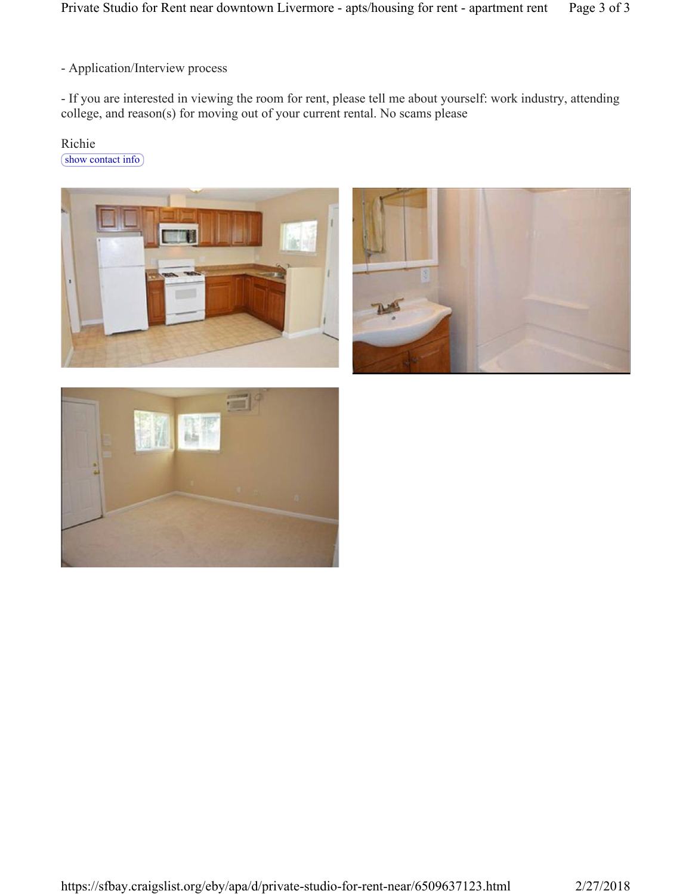- Application/Interview process

- If you are interested in viewing the room for rent, please tell me about yourself: work industry, attending college, and reason(s) for moving out of your current rental. No scams please

Richie

show contact info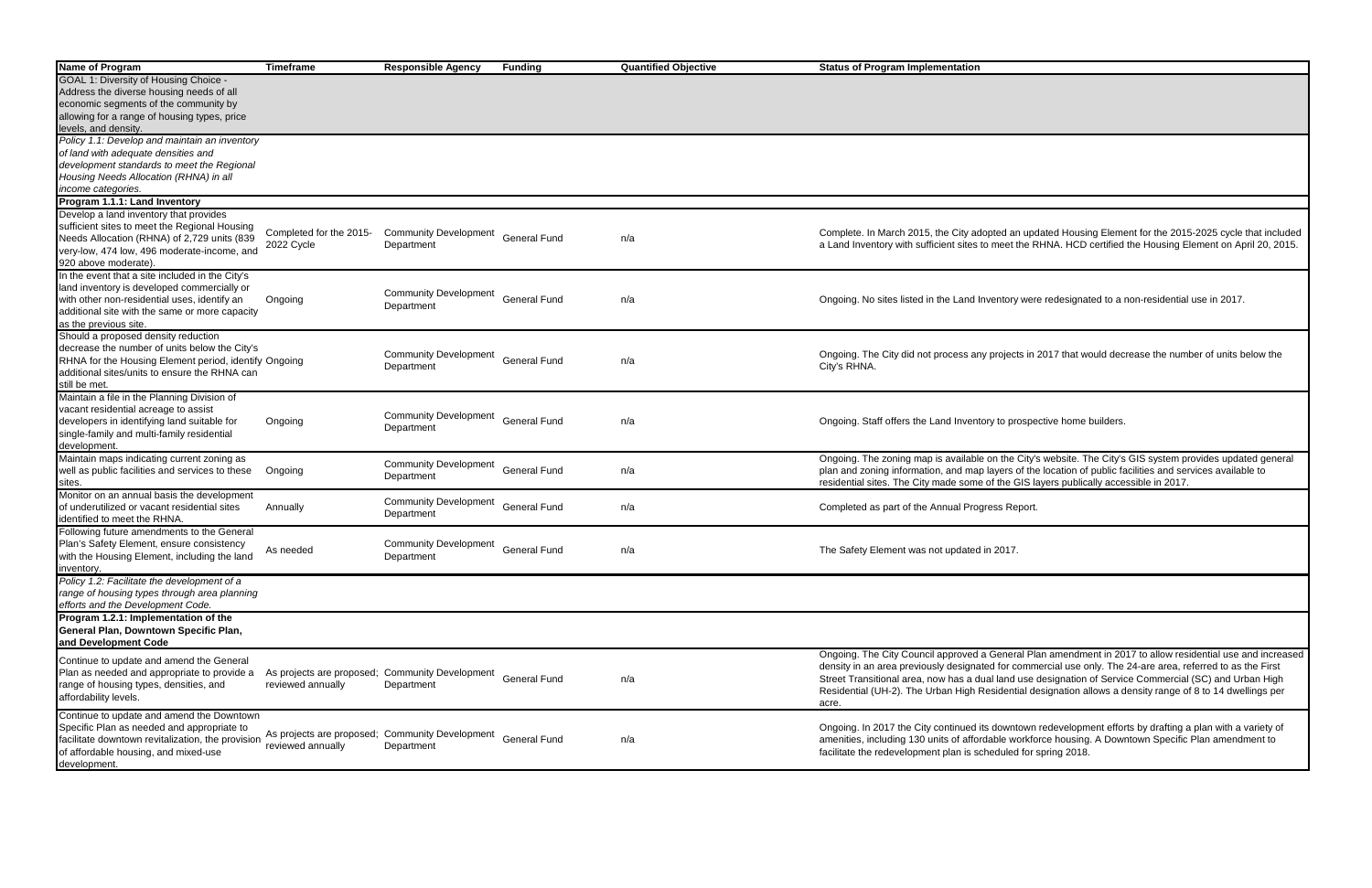| Name of Program | Timeframe | Responsible Agency | Funding | Quantified Objective | Status of Program Implementation |
|---|---|---|---|---|---|
| GOAL 1: Diversity of Housing Choice - Address the diverse housing needs of all economic segments of the community by allowing for a range of housing types, price levels, and density. | | | | | |
| *Policy 1.1: Develop and maintain an inventory of land with adequate densities and development standards to meet the Regional Housing Needs Allocation (RHNA) in all income categories.* | | | | | |
| **Program 1.1.1: Land Inventory** | | | | | |
| Develop a land inventory that provides sufficient sites to meet the Regional Housing Needs Allocation (RHNA) of 2,729 units (839 very-low, 474 low, 496 moderate-income, and 920 above moderate). | Completed for the 2015-2022 Cycle | Community Development Department | General Fund | n/a | Complete. In March 2015, the City adopted an updated Housing Element for the 2015-2025 cycle that included a Land Inventory with sufficient sites to meet the RHNA. HCD certified the Housing Element on April 20, 2015. |
| In the event that a site included in the City's land inventory is developed commercially or with other non-residential uses, identify an additional site with the same or more capacity as the previous site. | Ongoing | Community Development Department | General Fund | n/a | Ongoing. No sites listed in the Land Inventory were redesignated to a non-residential use in 2017. |
| Should a proposed density reduction decrease the number of units below the City's RHNA for the Housing Element period, identify additional sites/units to ensure the RHNA can still be met. | Ongoing | Community Development Department | General Fund | n/a | Ongoing. The City did not process any projects in 2017 that would decrease the number of units below the City's RHNA. |
| Maintain a file in the Planning Division of vacant residential acreage to assist developers in identifying land suitable for single-family and multi-family residential development. | Ongoing | Community Development Department | General Fund | n/a | Ongoing. Staff offers the Land Inventory to prospective home builders. |
| Maintain maps indicating current zoning as well as public facilities and services to these sites. | Ongoing | Community Development Department | General Fund | n/a | Ongoing. The zoning map is available on the City's website. The City's GIS system provides updated general plan and zoning information, and map layers of the location of public facilities and services available to residential sites. The City made some of the GIS layers publically accessible in 2017. |
| Monitor on an annual basis the development of underutilized or vacant residential sites identified to meet the RHNA. | Annually | Community Development Department | General Fund | n/a | Completed as part of the Annual Progress Report. |
| Following future amendments to the General Plan's Safety Element, ensure consistency with the Housing Element, including the land inventory. | As needed | Community Development Department | General Fund | n/a | The Safety Element was not updated in 2017. |
| *Policy 1.2: Facilitate the development of a range of housing types through area planning efforts and the Development Code.* | | | | | |
| **Program 1.2.1: Implementation of the General Plan, Downtown Specific Plan, and Development Code** | | | | | |
| Continue to update and amend the General Plan as needed and appropriate to provide a range of housing types, densities, and affordability levels. | As projects are proposed; reviewed annually | Community Development Department | General Fund | n/a | Ongoing. The City Council approved a General Plan amendment in 2017 to allow residential use and increased density in an area previously designated for commercial use only. The 24-are area, referred to as the First Street Transitional area, now has a dual land use designation of Service Commercial (SC) and Urban High Residential (UH-2). The Urban High Residential designation allows a density range of 8 to 14 dwellings per acre. |
| Continue to update and amend the Downtown Specific Plan as needed and appropriate to facilitate downtown revitalization, the provision of affordable housing, and mixed-use development. | As projects are proposed; reviewed annually | Community Development Department | General Fund | n/a | Ongoing. In 2017 the City continued its downtown redevelopment efforts by drafting a plan with a variety of amenities, including 130 units of affordable workforce housing. A Downtown Specific Plan amendment to facilitate the redevelopment plan is scheduled for spring 2018. |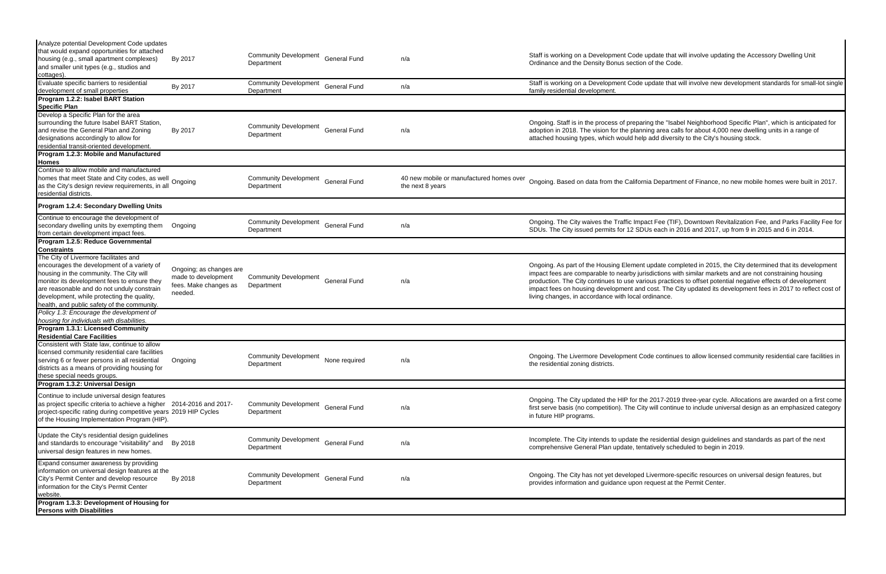| | | | | | |
|---|---|---|---|---|---|
| Analyze potential Development Code updates that would expand opportunities for attached housing (e.g., small apartment complexes) and smaller unit types (e.g., studios and cottages). | By 2017 | Community Development Department | General Fund | n/a | Staff is working on a Development Code update that will involve updating the Accessory Dwelling Unit Ordinance and the Density Bonus section of the Code. |
| Evaluate specific barriers to residential development of small properties | By 2017 | Community Development Department | General Fund | n/a | Staff is working on a Development Code update that will involve new development standards for small-lot single family residential development. |
| **Program 1.2.2: Isabel BART Station Specific Plan** | | | | | |
| Develop a Specific Plan for the area surrounding the future Isabel BART Station, and revise the General Plan and Zoning designations accordingly to allow for residential transit-oriented development. | By 2017 | Community Development Department | General Fund | n/a | Ongoing. Staff is in the process of preparing the "Isabel Neighborhood Specific Plan", which is anticipated for adoption in 2018. The vision for the planning area calls for about 4,000 new dwelling units in a range of attached housing types, which would help add diversity to the City's housing stock. |
| **Program 1.2.3: Mobile and Manufactured Homes** | | | | | |
| Continue to allow mobile and manufactured homes that meet State and City codes, as well as the City's design review requirements, in all residential districts. | Ongoing | Community Development Department | General Fund | 40 new mobile or manufactured homes over the next 8 years | Ongoing. Based on data from the California Department of Finance, no new mobile homes were built in 2017. |
| **Program 1.2.4: Secondary Dwelling Units** | | | | | |
| Continue to encourage the development of secondary dwelling units by exempting them from certain development impact fees. | Ongoing | Community Development Department | General Fund | n/a | Ongoing. The City waives the Traffic Impact Fee (TIF), Downtown Revitalization Fee, and Parks Facility Fee for SDUs. The City issued permits for 12 SDUs each in 2016 and 2017, up from 9 in 2015 and 6 in 2014. |
| **Program 1.2.5: Reduce Governmental Constraints** | | | | | |
| The City of Livermore facilitates and encourages the development of a variety of housing in the community. The City will monitor its development fees to ensure they are reasonable and do not unduly constrain development, while protecting the quality, health, and public safety of the community. | Ongoing; as changes are made to development fees. Make changes as needed. | Community Development Department | General Fund | n/a | Ongoing. As part of the Housing Element update completed in 2015, the City determined that its development impact fees are comparable to nearby jurisdictions with similar markets and are not constraining housing production. The City continues to use various practices to offset potential negative effects of development impact fees on housing development and cost. The City updated its development fees in 2017 to reflect cost of living changes, in accordance with local ordinance. |
| *Policy 1.3: Encourage the development of housing for individuals with disabilities.* | | | | | |
| **Program 1.3.1: Licensed Community Residential Care Facilities** | | | | | |
| Consistent with State law, continue to allow licensed community residential care facilities serving 6 or fewer persons in all residential districts as a means of providing housing for these special needs groups. | Ongoing | Community Development Department | None required | n/a | Ongoing. The Livermore Development Code continues to allow licensed community residential care facilities in the residential zoning districts. |
| **Program 1.3.2: Universal Design** | | | | | |
| Continue to include universal design features as project specific criteria to achieve a higher project-specific rating during competitive years of the Housing Implementation Program (HIP). | 2014-2016 and 2017-2019 HIP Cycles | Community Development Department | General Fund | n/a | Ongoing. The City updated the HIP for the 2017-2019 three-year cycle. Allocations are awarded on a first come first serve basis (no competition). The City will continue to include universal design as an emphasized category in future HIP programs. |
| Update the City's residential design guidelines and standards to encourage "visitability" and universal design features in new homes. | By 2018 | Community Development Department | General Fund | n/a | Incomplete. The City intends to update the residential design guidelines and standards as part of the next comprehensive General Plan update, tentatively scheduled to begin in 2019. |
| Expand consumer awareness by providing information on universal design features at the City's Permit Center and develop resource information for the City's Permit Center website. | By 2018 | Community Development Department | General Fund | n/a | Ongoing. The City has not yet developed Livermore-specific resources on universal design features, but provides information and guidance upon request at the Permit Center. |
| **Program 1.3.3: Development of Housing for Persons with Disabilities** | | | | | |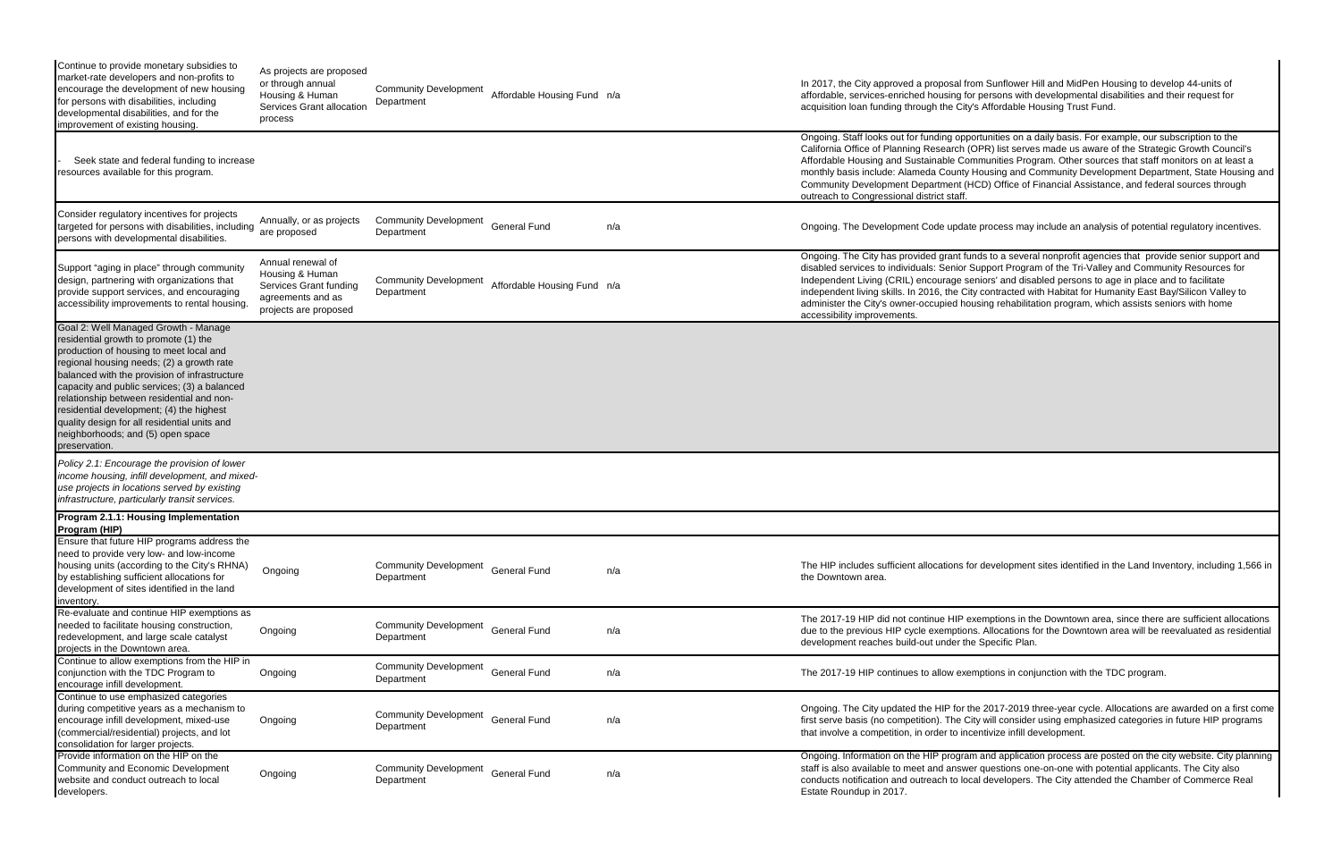| | | | | | |
|---|---|---|---|---|---|
| Continue to provide monetary subsidies to market-rate developers and non-profits to encourage the development of new housing for persons with disabilities, including developmental disabilities, and for the improvement of existing housing. | As projects are proposed or through annual Housing & Human Services Grant allocation process | Community Development Department | Affordable Housing Fund | n/a | In 2017, the City approved a proposal from Sunflower Hill and MidPen Housing to develop 44-units of affordable, services-enriched housing for persons with developmental disabilities and their request for acquisition loan funding through the City's Affordable Housing Trust Fund. |
| - Seek state and federal funding to increase resources available for this program. | | | | | Ongoing. Staff looks out for funding opportunities on a daily basis. For example, our subscription to the California Office of Planning Research (OPR) list serves made us aware of the Strategic Growth Council's Affordable Housing and Sustainable Communities Program. Other sources that staff monitors on at least a monthly basis include: Alameda County Housing and Community Development Department, State Housing and Community Development Department (HCD) Office of Financial Assistance, and federal sources through outreach to Congressional district staff. |
| Consider regulatory incentives for projects targeted for persons with disabilities, including persons with developmental disabilities. | Annually, or as projects are proposed | Community Development Department | General Fund | n/a | Ongoing. The Development Code update process may include an analysis of potential regulatory incentives. |
| Support "aging in place" through community design, partnering with organizations that provide support services, and encouraging accessibility improvements to rental housing. | Annual renewal of Housing & Human Services Grant funding agreements and as projects are proposed | Community Development Department | Affordable Housing Fund | n/a | Ongoing. The City has provided grant funds to a several nonprofit agencies that provide senior support and disabled services to individuals: Senior Support Program of the Tri-Valley and Community Resources for Independent Living (CRIL) encourage seniors' and disabled persons to age in place and to facilitate independent living skills. In 2016, the City contracted with Habitat for Humanity East Bay/Silicon Valley to administer the City's owner-occupied housing rehabilitation program, which assists seniors with home accessibility improvements. |
| Goal 2: Well Managed Growth - Manage residential growth to promote (1) the production of housing to meet local and regional housing needs; (2) a growth rate balanced with the provision of infrastructure capacity and public services; (3) a balanced relationship between residential and non-residential development; (4) the highest quality design for all residential units and neighborhoods; and (5) open space preservation. | | | | | |
| *Policy 2.1: Encourage the provision of lower income housing, infill development, and mixed-use projects in locations served by existing infrastructure, particularly transit services.* | | | | | |
| **Program 2.1.1: Housing Implementation Program (HIP)** | | | | | |
| Ensure that future HIP programs address the need to provide very low- and low-income housing units (according to the City's RHNA) by establishing sufficient allocations for development of sites identified in the land inventory. | Ongoing | Community Development Department | General Fund | n/a | The HIP includes sufficient allocations for development sites identified in the Land Inventory, including 1,566 in the Downtown area. |
| Re-evaluate and continue HIP exemptions as needed to facilitate housing construction, redevelopment, and large scale catalyst projects in the Downtown area. | Ongoing | Community Development Department | General Fund | n/a | The 2017-19 HIP did not continue HIP exemptions in the Downtown area, since there are sufficient allocations due to the previous HIP cycle exemptions. Allocations for the Downtown area will be reevaluated as residential development reaches build-out under the Specific Plan. |
| Continue to allow exemptions from the HIP in conjunction with the TDC Program to encourage infill development. | Ongoing | Community Development Department | General Fund | n/a | The 2017-19 HIP continues to allow exemptions in conjunction with the TDC program. |
| Continue to use emphasized categories during competitive years as a mechanism to encourage infill development, mixed-use (commercial/residential) projects, and lot consolidation for larger projects. | Ongoing | Community Development Department | General Fund | n/a | Ongoing. The City updated the HIP for the 2017-2019 three-year cycle. Allocations are awarded on a first come first serve basis (no competition). The City will consider using emphasized categories in future HIP programs that involve a competition, in order to incentivize infill development. |
| Provide information on the HIP on the Community and Economic Development website and conduct outreach to local developers. | Ongoing | Community Development Department | General Fund | n/a | Ongoing. Information on the HIP program and application process are posted on the city website. City planning staff is also available to meet and answer questions one-on-one with potential applicants. The City also conducts notification and outreach to local developers. The City attended the Chamber of Commerce Real Estate Roundup in 2017. |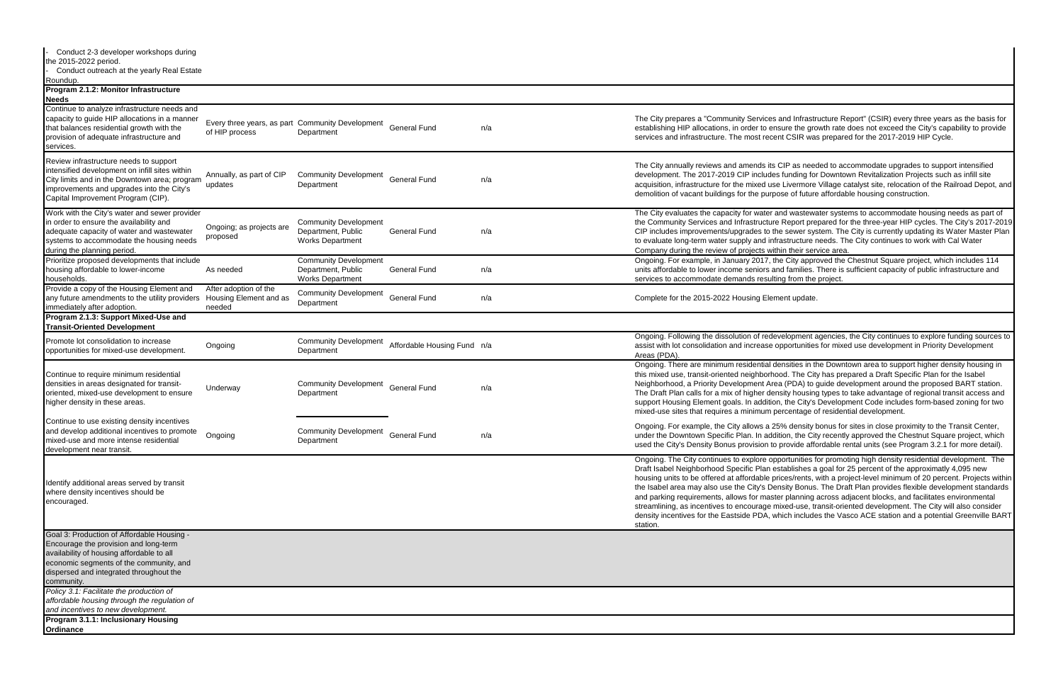| | | | | | |
|---|---|---|---|---|---|
| - Conduct 2-3 developer workshops during the 2015-2022 period.<br>- Conduct outreach at the yearly Real Estate Roundup. | | | | | |
| **Program 2.1.2: Monitor Infrastructure Needs** | | | | | |
| Continue to analyze infrastructure needs and capacity to guide HIP allocations in a manner that balances residential growth with the provision of adequate infrastructure and services. | Every three years, as part of HIP process | Community Development Department | General Fund | n/a | The City prepares a "Community Services and Infrastructure Report" (CSIR) every three years as the basis for establishing HIP allocations, in order to ensure the growth rate does not exceed the City's capability to provide services and infrastructure. The most recent CSIR was prepared for the 2017-2019 HIP Cycle. |
| Review infrastructure needs to support intensified development on infill sites within City limits and in the Downtown area; program improvements and upgrades into the City's Capital Improvement Program (CIP). | Annually, as part of CIP updates | Community Development Department | General Fund | n/a | The City annually reviews and amends its CIP as needed to accommodate upgrades to support intensified development. The 2017-2019 CIP includes funding for Downtown Revitalization Projects such as infill site acquisition, infrastructure for the mixed use Livermore Village catalyst site, relocation of the Railroad Depot, and demolition of vacant buildings for the purpose of future affordable housing construction. |
| Work with the City's water and sewer provider in order to ensure the availability and adequate capacity of water and wastewater systems to accommodate the housing needs during the planning period. | Ongoing; as projects are proposed | Community Development Department, Public Works Department | General Fund | n/a | The City evaluates the capacity for water and wastewater systems to accommodate housing needs as part of the Community Services and Infrastructure Report prepared for the three-year HIP cycles. The City's 2017-2019 CIP includes improvements/upgrades to the sewer system. The City is currently updating its Water Master Plan to evaluate long-term water supply and infrastructure needs. The City continues to work with Cal Water Company during the review of projects within their service area. |
| Prioritize proposed developments that include housing affordable to lower-income households. | As needed | Community Development Department, Public Works Department | General Fund | n/a | Ongoing. For example, in January 2017, the City approved the Chestnut Square project, which includes 114 units affordable to lower income seniors and families. There is sufficient capacity of public infrastructure and services to accommodate demands resulting from the project. |
| Provide a copy of the Housing Element and any future amendments to the utility providers immediately after adoption. | After adoption of the Housing Element and as needed | Community Development Department | General Fund | n/a | Complete for the 2015-2022 Housing Element update. |
| **Program 2.1.3: Support Mixed-Use and Transit-Oriented Development** | | | | | |
| Promote lot consolidation to increase opportunities for mixed-use development. | Ongoing | Community Development Department | Affordable Housing Fund | n/a | Ongoing. Following the dissolution of redevelopment agencies, the City continues to explore funding sources to assist with lot consolidation and increase opportunities for mixed use development in Priority Development Areas (PDA). |
| Continue to require minimum residential densities in areas designated for transit-oriented, mixed-use development to ensure higher density in these areas. | Underway | Community Development Department | General Fund | n/a | Ongoing. There are minimum residential densities in the Downtown area to support higher density housing in this mixed use, transit-oriented neighborhood. The City has prepared a Draft Specific Plan for the Isabel Neighborhood, a Priority Development Area (PDA) to guide development around the proposed BART station. The Draft Plan calls for a mix of higher density housing types to take advantage of regional transit access and support Housing Element goals. In addition, the City's Development Code includes form-based zoning for two mixed-use sites that requires a minimum percentage of residential development. |
| Continue to use existing density incentives and develop additional incentives to promote mixed-use and more intense residential development near transit. | Ongoing | Community Development Department | General Fund | n/a | Ongoing. For example, the City allows a 25% density bonus for sites in close proximity to the Transit Center, under the Downtown Specific Plan. In addition, the City recently approved the Chestnut Square project, which used the City's Density Bonus provision to provide affordable rental units (see Program 3.2.1 for more detail). |
| Identify additional areas served by transit where density incentives should be encouraged. | | | | | Ongoing. The City continues to explore opportunities for promoting high density residential development. The Draft Isabel Neighborhood Specific Plan establishes a goal for 25 percent of the approximately 4,095 new housing units to be offered at affordable prices/rents, with a project-level minimum of 20 percent. Projects within the Isabel area may also use the City's Density Bonus. The Draft Plan provides flexible development standards and parking requirements, allows for master planning across adjacent blocks, and facilitates environmental streamlining, as incentives to encourage mixed-use, transit-oriented development. The City will also consider density incentives for the Eastside PDA, which includes the Vasco ACE station and a potential Greenville BART station. |
| Goal 3: Production of Affordable Housing - Encourage the provision and long-term availability of housing affordable to all economic segments of the community, and dispersed and integrated throughout the community. | | | | | |
| *Policy 3.1: Facilitate the production of affordable housing through the regulation of and incentives to new development.* | | | | | |
| **Program 3.1.1: Inclusionary Housing Ordinance** | | | | | |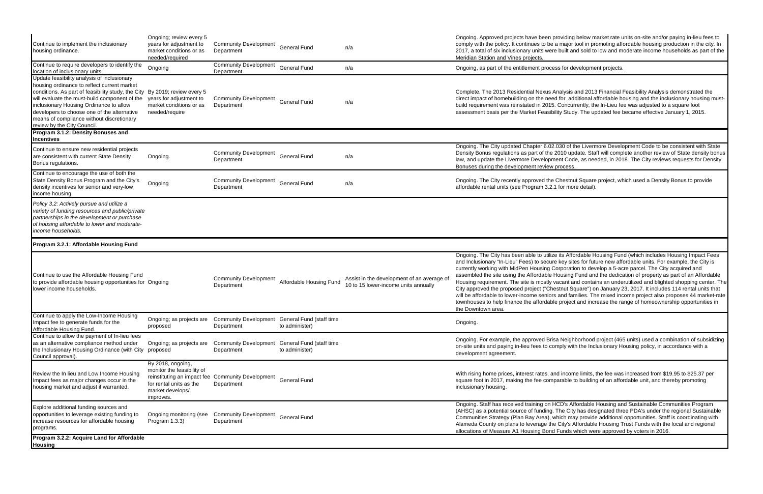| | | | | | |
|---|---|---|---|---|---|
| Continue to implement the inclusionary housing ordinance. | Ongoing; review every 5 years for adjustment to market conditions or as needed/required | Community Development Department | General Fund | n/a | Ongoing. Approved projects have been providing below market rate units on-site and/or paying in-lieu fees to comply with the policy. It continues to be a major tool in promoting affordable housing production in the city. In 2017, a total of six inclusionary units were built and sold to low and moderate income households as part of the Meridian Station and Vines projects. |
| Continue to require developers to identify the location of inclusionary units. | Ongoing | Community Development Department | General Fund | n/a | Ongoing, as part of the entitlement process for development projects. |
| Update feasibility analysis of inclusionary housing ordinance to reflect current market conditions. As part of feasibility study, the City will evaluate the must-build component of the inclusionary Housing Ordinance to allow developers to choose one of the alternative means of compliance without discretionary review by the City Council. | By 2019; review every 5 years for adjustment to market conditions or as needed/require | Community Development Department | General Fund | n/a | Complete. The 2013 Residential Nexus Analysis and 2013 Financial Feasibility Analysis demonstrated the direct impact of homebuilding on the need for additional affordable housing and the inclusionary housing must-build requirement was reinstated in 2015. Concurrently, the In-Lieu fee was adjusted to a square foot assessment basis per the Market Feasibility Study. The updated fee became effective January 1, 2015. |
| **Program 3.1.2: Density Bonuses and Incentives** | | | | | |
| Continue to ensure new residential projects are consistent with current State Density Bonus regulations. | Ongoing. | Community Development Department | General Fund | n/a | Ongoing. The City updated Chapter 6.02.030 of the Livermore Development Code to be consistent with State Density Bonus regulations as part of the 2010 update. Staff will complete another review of State density bonus law, and update the Livermore Development Code, as needed, in 2018. The City reviews requests for Density Bonuses during the development review process. |
| Continue to encourage the use of both the State Density Bonus Program and the City's density incentives for senior and very-low income housing. | Ongoing | Community Development Department | General Fund | n/a | Ongoing. The City recently approved the Chestnut Square project, which used a Density Bonus to provide affordable rental units (see Program 3.2.1 for more detail). |
| *Policy 3.2: Actively pursue and utilize a variety of funding resources and public/private partnerships in the development or purchase of housing affordable to lower and moderate-income households.* | | | | | |
| **Program 3.2.1: Affordable Housing Fund** | | | | | |
| Continue to use the Affordable Housing Fund to provide affordable housing opportunities for lower income households. | Ongoing | Community Development Department | Affordable Housing Fund | Assist in the development of an average of 10 to 15 lower-income units annually | Ongoing. The City has been able to utilize its Affordable Housing Fund (which includes Housing Impact Fees and Inclusionary "In-Lieu" Fees) to secure key sites for future new affordable units. For example, the City is currently working with MidPen Housing Corporation to develop a 5-acre parcel. The City acquired and assembled the site using the Affordable Housing Fund and the dedication of property as part of an Affordable Housing requirement. The site is mostly vacant and contains an underutilized and blighted shopping center. The City approved the proposed project ("Chestnut Square") on January 23, 2017. It includes 114 rental units that will be affordable to lower-income seniors and families. The mixed income project also proposes 44 market-rate townhouses to help finance the affordable project and increase the range of homeownership opportunities in the Downtown area. |
| Continue to apply the Low-Income Housing Impact fee to generate funds for the Affordable Housing Fund. | Ongoing; as projects are proposed | Community Development Department | General Fund (staff time to administer) | | Ongoing. |
| Continue to allow the payment of In-lieu fees as an alternative compliance method under the Inclusionary Housing Ordinance (with City Council approval). | Ongoing; as projects are proposed | Community Development Department | General Fund (staff time to administer) | | Ongoing. For example, the approved Brisa Neighborhood project (465 units) used a combination of subsidizing on-site units and paying in-lieu fees to comply with the Inclusionary Housing policy, in accordance with a development agreement. |
| Review the In lieu and Low Income Housing Impact fees as major changes occur in the housing market and adjust if warranted. | By 2018, ongoing, monitor the feasibility of reinstituting an impact fee for rental units as the market develops/ improves. | Community Development Department | General Fund | | With rising home prices, interest rates, and income limits, the fee was increased from $19.95 to $25.37 per square foot in 2017, making the fee comparable to building of an affordable unit, and thereby promoting inclusionary housing. |
| Explore additional funding sources and opportunities to leverage existing funding to increase resources for affordable housing programs. | Ongoing monitoring (see Program 1.3.3) | Community Development Department | General Fund | | Ongoing. Staff has received training on HCD's Affordable Housing and Sustainable Communities Program (AHSC) as a potential source of funding. The City has designated three PDA's under the regional Sustainable Communities Strategy (Plan Bay Area), which may provide additional opportunities. Staff is coordinating with Alameda County on plans to leverage the City's Affordable Housing Trust Funds with the local and regional allocations of Measure A1 Housing Bond Funds which were approved by voters in 2016. |
| **Program 3.2.2: Acquire Land for Affordable Housing** | | | | | |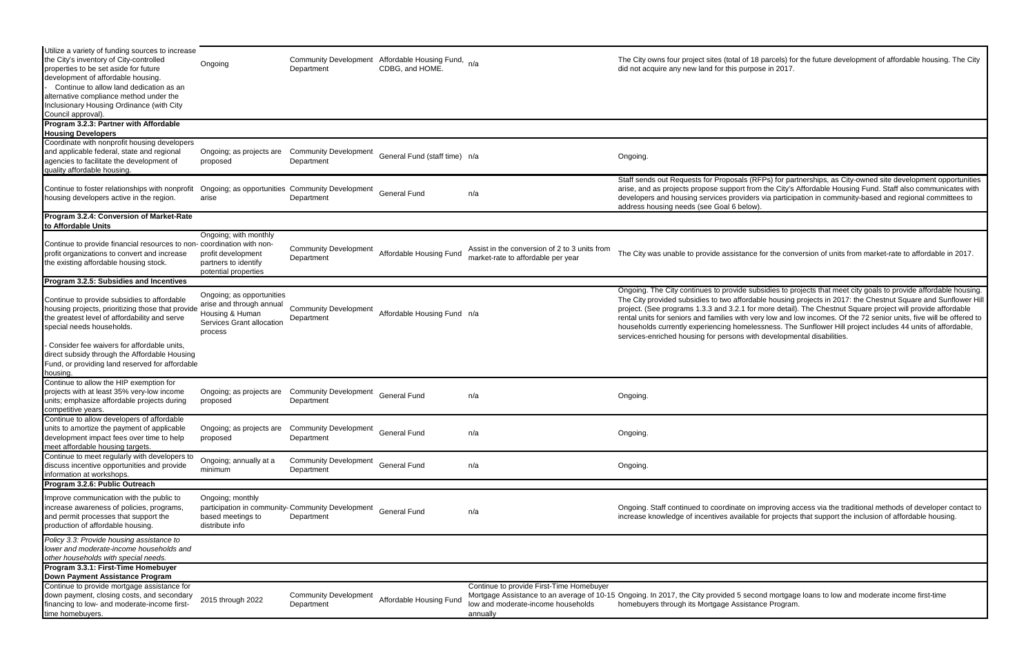| | | | | | |
|---|---|---|---|---|---|
| Utilize a variety of funding sources to increase the City's inventory of City-controlled properties to be set aside for future development of affordable housing.<br>- Continue to allow land dedication as an alternative compliance method under the Inclusionary Housing Ordinance (with City Council approval). | Ongoing | Community Development Department | Affordable Housing Fund, CDBG, and HOME. | n/a | The City owns four project sites (total of 18 parcels) for the future development of affordable housing. The City did not acquire any new land for this purpose in 2017. |
| **Program 3.2.3: Partner with Affordable Housing Developers** | | | | | |
| Coordinate with nonprofit housing developers and applicable federal, state and regional agencies to facilitate the development of quality affordable housing. | Ongoing; as projects are proposed | Community Development Department | General Fund (staff time) | n/a | Ongoing. |
| Continue to foster relationships with nonprofit housing developers active in the region. | Ongoing; as opportunities arise | Community Development Department | General Fund | n/a | Staff sends out Requests for Proposals (RFPs) for partnerships, as City-owned site development opportunities arise, and as projects propose support from the City's Affordable Housing Fund. Staff also communicates with developers and housing services providers via participation in community-based and regional committees to address housing needs (see Goal 6 below). |
| **Program 3.2.4: Conversion of Market-Rate to Affordable Units** | | | | | |
| Continue to provide financial resources to non-profit organizations to convert and increase the existing affordable housing stock. | Ongoing; with monthly coordination with non-profit development partners to identify potential properties | Community Development Department | Affordable Housing Fund | Assist in the conversion of 2 to 3 units from market-rate to affordable per year | The City was unable to provide assistance for the conversion of units from market-rate to affordable in 2017. |
| **Program 3.2.5: Subsidies and Incentives** | | | | | |
| Continue to provide subsidies to affordable housing projects, prioritizing those that provide the greatest level of affordability and serve special needs households.<br>- Consider fee waivers for affordable units, direct subsidy through the Affordable Housing Fund, or providing land reserved for affordable housing. | Ongoing; as opportunities arise and through annual Housing & Human Services Grant allocation process | Community Development Department | Affordable Housing Fund | n/a | Ongoing. The City continues to provide subsidies to projects that meet city goals to provide affordable housing. The City provided subsidies to two affordable housing projects in 2017: the Chestnut Square and Sunflower Hill project. (See programs 1.3.3 and 3.2.1 for more detail). The Chestnut Square project will provide affordable rental units for seniors and families with very low and low incomes. Of the 72 senior units, five will be offered to households currently experiencing homelessness. The Sunflower Hill project includes 44 units of affordable, services-enriched housing for persons with developmental disabilities. |
| Continue to allow the HIP exemption for projects with at least 35% very-low income units; emphasize affordable projects during competitive years. | Ongoing; as projects are proposed | Community Development Department | General Fund | n/a | Ongoing. |
| Continue to allow developers of affordable units to amortize the payment of applicable development impact fees over time to help meet affordable housing targets. | Ongoing; as projects are proposed | Community Development Department | General Fund | n/a | Ongoing. |
| Continue to meet regularly with developers to discuss incentive opportunities and provide information at workshops. | Ongoing; annually at a minimum | Community Development Department | General Fund | n/a | Ongoing. |
| **Program 3.2.6: Public Outreach** | | | | | |
| Improve communication with the public to increase awareness of policies, programs, and permit processes that support the production of affordable housing. | Ongoing; monthly participation in community-based meetings to distribute info | Community Development Department | General Fund | n/a | Ongoing. Staff continued to coordinate on improving access via the traditional methods of developer contact to increase knowledge of incentives available for projects that support the inclusion of affordable housing. |
| *Policy 3.3: Provide housing assistance to lower and moderate-income households and other households with special needs.* | | | | | |
| **Program 3.3.1: First-Time Homebuyer Down Payment Assistance Program** | | | | | |
| Continue to provide mortgage assistance for down payment, closing costs, and secondary financing to low- and moderate-income first-time homebuyers. | 2015 through 2022 | Community Development Department | Affordable Housing Fund | Continue to provide First-Time Homebuyer Mortgage Assistance to an average of 10-15 low and moderate-income households annually | Ongoing. In 2017, the City provided 5 second mortgage loans to low and moderate income first-time homebuyers through its Mortgage Assistance Program. |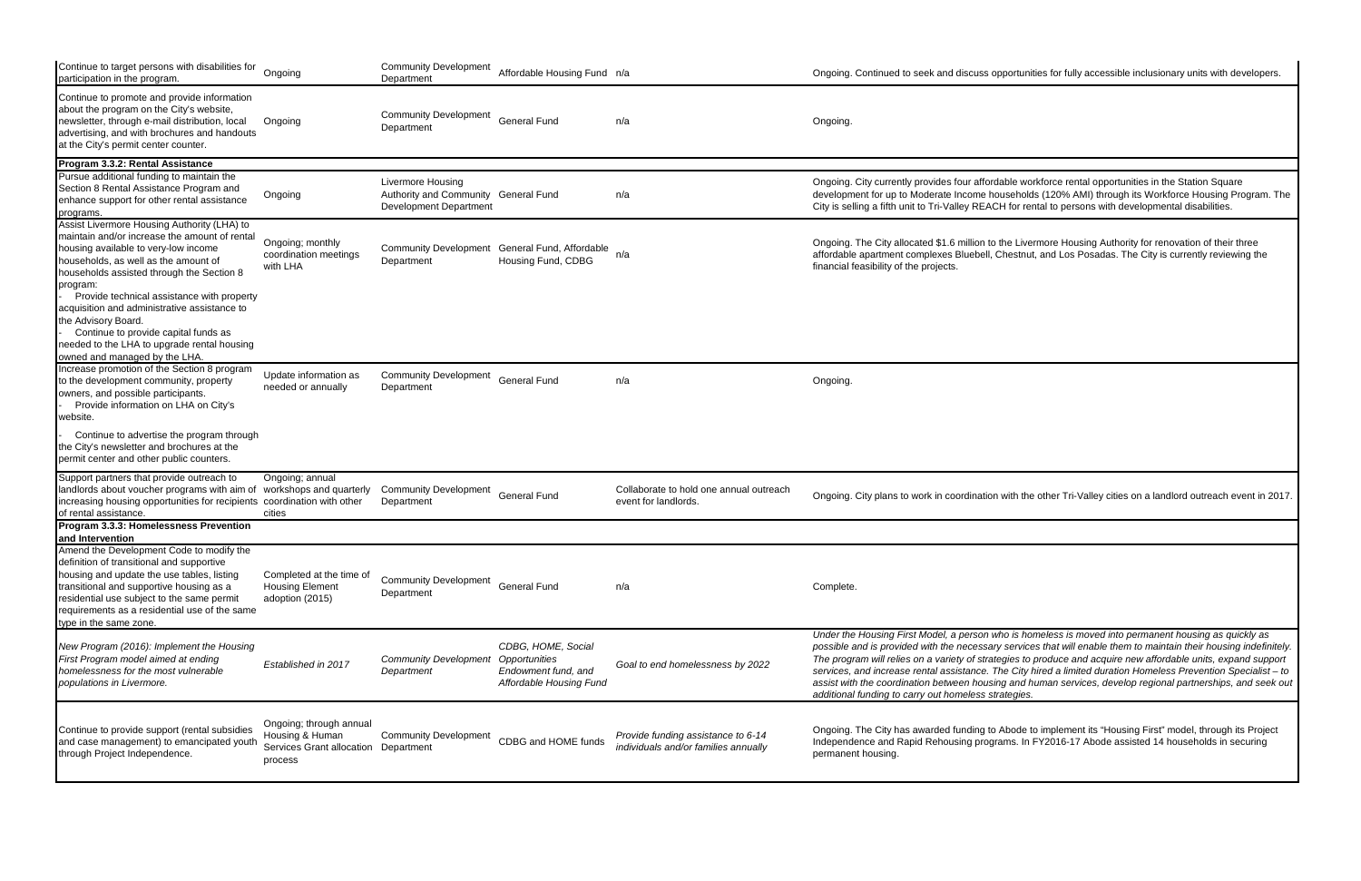| | | | | | |
|---|---|---|---|---|---|
| Continue to target persons with disabilities for participation in the program. | Ongoing | Community Development Department | Affordable Housing Fund | n/a | Ongoing. Continued to seek and discuss opportunities for fully accessible inclusionary units with developers. |
| Continue to promote and provide information about the program on the City's website, newsletter, through e-mail distribution, local advertising, and with brochures and handouts at the City's permit center counter. | Ongoing | Community Development Department | General Fund | n/a | Ongoing. |
| **Program 3.3.2: Rental Assistance** | | | | | |
| Pursue additional funding to maintain the Section 8 Rental Assistance Program and enhance support for other rental assistance programs. | Ongoing | Livermore Housing Authority and Community Development Department | General Fund | n/a | Ongoing. City currently provides four affordable workforce rental opportunities in the Station Square development for up to Moderate Income households (120% AMI) through its Workforce Housing Program. The City is selling a fifth unit to Tri-Valley REACH for rental to persons with developmental disabilities. |
| Assist Livermore Housing Authority (LHA) to maintain and/or increase the amount of rental housing available to very-low income households, as well as the amount of households assisted through the Section 8 program:<br>- Provide technical assistance with property acquisition and administrative assistance to the Advisory Board.<br>- Continue to provide capital funds as needed to the LHA to upgrade rental housing owned and managed by the LHA. | Ongoing; monthly coordination meetings with LHA | Community Development Department | General Fund, Affordable Housing Fund, CDBG | n/a | Ongoing. The City allocated $1.6 million to the Livermore Housing Authority for renovation of their three affordable apartment complexes Bluebell, Chestnut, and Los Posadas. The City is currently reviewing the financial feasibility of the projects. |
| Increase promotion of the Section 8 program to the development community, property owners, and possible participants.<br>- Provide information on LHA on City's website.<br>- Continue to advertise the program through the City's newsletter and brochures at the permit center and other public counters. | Update information as needed or annually | Community Development Department | General Fund | n/a | Ongoing. |
| Support partners that provide outreach to landlords about voucher programs with aim of increasing housing opportunities for recipients of rental assistance. | Ongoing; annual workshops and quarterly coordination with other cities | Community Development Department | General Fund | Collaborate to hold one annual outreach event for landlords. | Ongoing. City plans to work in coordination with the other Tri-Valley cities on a landlord outreach event in 2017. |
| **Program 3.3.3: Homelessness Prevention and Intervention** | | | | | |
| Amend the Development Code to modify the definition of transitional and supportive housing and update the use tables, listing transitional and supportive housing as a residential use subject to the same permit requirements as a residential use of the same type in the same zone. | Completed at the time of Housing Element adoption (2015) | Community Development Department | General Fund | n/a | Complete. |
| *New Program (2016): Implement the Housing First Program model aimed at ending homelessness for the most vulnerable populations in Livermore.* | *Established in 2017* | *Community Development Department* | *CDBG, HOME, Social Opportunities Endowment fund, and Affordable Housing Fund* | *Goal to end homelessness by 2022* | *Under the Housing First Model, a person who is homeless is moved into permanent housing as quickly as possible and is provided with the necessary services that will enable them to maintain their housing indefinitely. The program will relies on a variety of strategies to produce and acquire new affordable units, expand support services, and increase rental assistance. The City hired a limited duration Homeless Prevention Specialist – to assist with the coordination between housing and human services, develop regional partnerships, and seek out additional funding to carry out homeless strategies.* |
| Continue to provide support (rental subsidies and case management) to emancipated youth through Project Independence. | Ongoing; through annual Housing & Human Services Grant allocation process | Community Development Department | CDBG and HOME funds | *Provide funding assistance to 6-14 individuals and/or families annually* | Ongoing. The City has awarded funding to Abode to implement its "Housing First" model, through its Project Independence and Rapid Rehousing programs. In FY2016-17 Abode assisted 14 households in securing permanent housing. |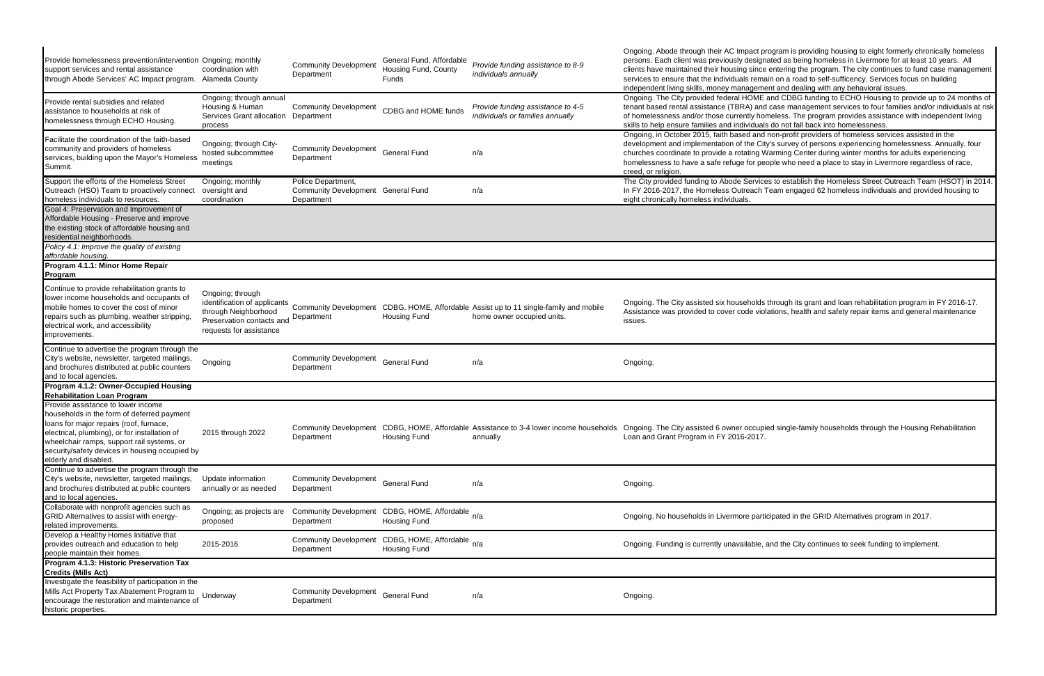| | | | | | |
|---|---|---|---|---|---|
| Provide homelessness prevention/intervention support services and rental assistance through Abode Services' AC Impact program. | Ongoing; monthly coordination with Alameda County | Community Development Department | General Fund, Affordable Housing Fund, County Funds | *Provide funding assistance to 8-9 individuals annually* | Ongoing. Abode through their AC Impact program is providing housing to eight formerly chronically homeless persons. Each client was previously designated as being homeless in Livermore for at least 10 years. All clients have maintained their housing since entering the program. The city continues to fund case management services to ensure that the individuals remain on a road to self-sufficency. Services focus on building independent living skills, money management and dealing with any behavioral issues. |
| Provide rental subsidies and related assistance to households at risk of homelessness through ECHO Housing. | Ongoing; through annual Housing & Human Services Grant allocation process | Community Development Department | CDBG and HOME funds | *Provide funding assistance to 4-5 individuals or families annually* | Ongoing. The City provided federal HOME and CDBG funding to ECHO Housing to provide up to 24 months of tenant based rental assistance (TBRA) and case management services to four families and/or individuals at risk of homelessness and/or those currently homeless. The program provides assistance with independent living skills to help ensure families and individuals do not fall back into homelessness. |
| Facilitate the coordination of the faith-based community and providers of homeless services, building upon the Mayor's Homeless Summit. | Ongoing; through City-hosted subcommittee meetings | Community Development Department | General Fund | n/a | Ongoing, in October 2015, faith based and non-profit providers of homeless services assisted in the development and implementation of the City's survey of persons experiencing homelessness. Annually, four churches coordinate to provide a rotating Warming Center during winter months for adults experiencing homelessness to have a safe refuge for people who need a place to stay in Livermore regardless of race, creed, or religion. |
| Support the efforts of the Homeless Street Outreach (HSO) Team to proactively connect homeless individuals to resources. | Ongoing; monthly oversight and coordination | Police Department, Community Development Department | General Fund | n/a | The City provided funding to Abode Services to establish the Homeless Street Outreach Team (HSOT) in 2014. In FY 2016-2017, the Homeless Outreach Team engaged 62 homeless individuals and provided housing to eight chronically homeless individuals. |
| Goal 4: Preservation and Improvement of Affordable Housing - Preserve and improve the existing stock of affordable housing and residential neighborhoods. | | | | | |
| *Policy 4.1: Improve the quality of existing affordable housing.* | | | | | |
| **Program 4.1.1: Minor Home Repair Program** | | | | | |
| Continue to provide rehabilitation grants to lower income households and occupants of mobile homes to cover the cost of minor repairs such as plumbing, weather stripping, electrical work, and accessibility improvements. | Ongoing; through identification of applicants through Neighborhood Preservation contacts and requests for assistance | Community Development Department | CDBG, HOME, Affordable Housing Fund | Assist up to 11 single-family and mobile home owner occupied units. | Ongoing. The City assisted six households through its grant and loan rehabilitation program in FY 2016-17. Assistance was provided to cover code violations, health and safety repair items and general maintenance issues. |
| Continue to advertise the program through the City's website, newsletter, targeted mailings, and brochures distributed at public counters and to local agencies. | Ongoing | Community Development Department | General Fund | n/a | Ongoing. |
| **Program 4.1.2: Owner-Occupied Housing Rehabilitation Loan Program** | | | | | |
| Provide assistance to lower income households in the form of deferred payment loans for major repairs (roof, furnace, electrical, plumbing), or for installation of wheelchair ramps, support rail systems, or security/safety devices in housing occupied by elderly and disabled. | 2015 through 2022 | Community Development Department | CDBG, HOME, Affordable Housing Fund | Assistance to 3-4 lower income households annually | Ongoing. The City assisted 6 owner occupied single-family households through the Housing Rehabilitation Loan and Grant Program in FY 2016-2017. |
| Continue to advertise the program through the City's website, newsletter, targeted mailings, and brochures distributed at public counters and to local agencies. | Update information annually or as needed | Community Development Department | General Fund | n/a | Ongoing. |
| Collaborate with nonprofit agencies such as GRID Alternatives to assist with energy-related improvements. | Ongoing; as projects are proposed | Community Development Department | CDBG, HOME, Affordable Housing Fund | n/a | Ongoing. No households in Livermore participated in the GRID Alternatives program in 2017. |
| Develop a Healthy Homes Initiative that provides outreach and education to help people maintain their homes. | 2015-2016 | Community Development Department | CDBG, HOME, Affordable Housing Fund | n/a | Ongoing. Funding is currently unavailable, and the City continues to seek funding to implement. |
| **Program 4.1.3: Historic Preservation Tax Credits (Mills Act)** | | | | | |
| Investigate the feasibility of participation in the Mills Act Property Tax Abatement Program to encourage the restoration and maintenance of historic properties. | Underway | Community Development Department | General Fund | n/a | Ongoing. |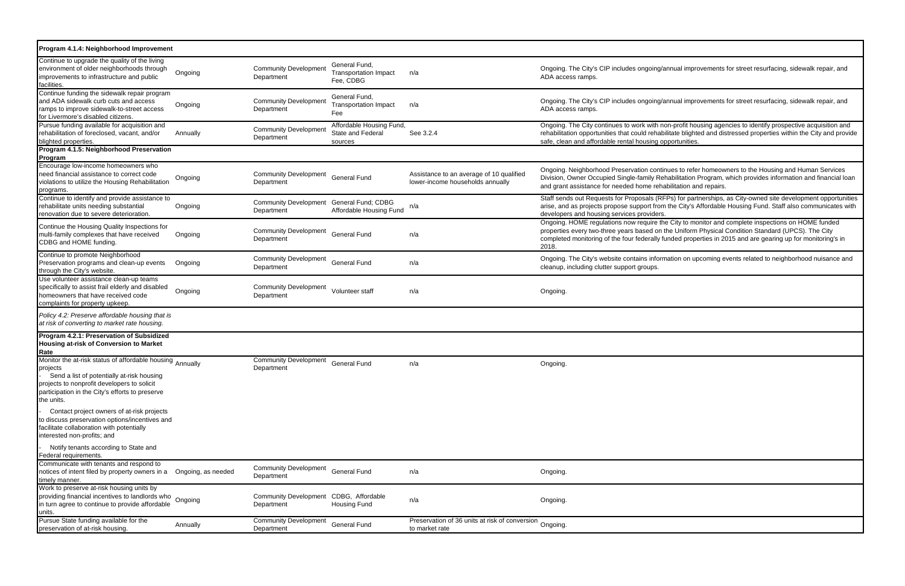| Program 4.1.4: Neighborhood Improvement | | | | | |
|---|---|---|---|---|---|
| Continue to upgrade the quality of the living environment of older neighborhoods through improvements to infrastructure and public facilities. | Ongoing | Community Development Department | General Fund, Transportation Impact Fee, CDBG | n/a | Ongoing. The City's CIP includes ongoing/annual improvements for street resurfacing, sidewalk repair, and ADA access ramps. |
| Continue funding the sidewalk repair program and ADA sidewalk curb cuts and access ramps to improve sidewalk-to-street access for Livermore's disabled citizens. | Ongoing | Community Development Department | General Fund, Transportation Impact Fee | n/a | Ongoing. The City's CIP includes ongoing/annual improvements for street resurfacing, sidewalk repair, and ADA access ramps. |
| Pursue funding available for acquisition and rehabilitation of foreclosed, vacant, and/or blighted properties. | Annually | Community Development Department | Affordable Housing Fund, State and Federal sources | See 3.2.4 | Ongoing. The City continues to work with non-profit housing agencies to identify prospective acquisition and rehabilitation opportunities that could rehabilitate blighted and distressed properties within the City and provide safe, clean and affordable rental housing opportunities. |
| **Program 4.1.5: Neighborhood Preservation Program** | | | | | |
| Encourage low-income homeowners who need financial assistance to correct code violations to utilize the Housing Rehabilitation programs. | Ongoing | Community Development Department | General Fund | Assistance to an average of 10 qualified lower-income households annually | Ongoing. Neighborhood Preservation continues to refer homeowners to the Housing and Human Services Division, Owner Occupied Single-family Rehabilitation Program, which provides information and financial loan and grant assistance for needed home rehabilitation and repairs. |
| Continue to identify and provide assistance to rehabilitate units needing substantial renovation due to severe deterioration. | Ongoing | Community Development Department | General Fund; CDBG Affordable Housing Fund | n/a | Staff sends out Requests for Proposals (RFPs) for partnerships, as City-owned site development opportunities arise, and as projects propose support from the City's Affordable Housing Fund. Staff also communicates with developers and housing services providers. |
| Continue the Housing Quality Inspections for multi-family complexes that have received CDBG and HOME funding. | Ongoing | Community Development Department | General Fund | n/a | Ongoing. HOME regulations now require the City to monitor and complete inspections on HOME funded properties every two-three years based on the Uniform Physical Condition Standard (UPCS). The City completed monitoring of the four federally funded properties in 2015 and are gearing up for monitoring's in 2018. |
| Continue to promote Neighborhood Preservation programs and clean-up events through the City's website. | Ongoing | Community Development Department | General Fund | n/a | Ongoing. The City's website contains information on upcoming events related to neighborhood nuisance and cleanup, including clutter support groups. |
| Use volunteer assistance clean-up teams specifically to assist frail elderly and disabled homeowners that have received code complaints for property upkeep. | Ongoing | Community Development Department | Volunteer staff | n/a | Ongoing. |
| *Policy 4.2: Preserve affordable housing that is at risk of converting to market rate housing.* | | | | | |
| **Program 4.2.1: Preservation of Subsidized Housing at-risk of Conversion to Market Rate** | | | | | |
| Monitor the at-risk status of affordable housing projects<br>- Send a list of potentially at-risk housing projects to nonprofit developers to solicit participation in the City's efforts to preserve the units.<br>- Contact project owners of at-risk projects to discuss preservation options/incentives and facilitate collaboration with potentially interested non-profits; and<br>- Notify tenants according to State and Federal requirements. | Annually | Community Development Department | General Fund | n/a | Ongoing. |
| Communicate with tenants and respond to notices of intent filed by property owners in a timely manner. | Ongoing, as needed | Community Development Department | General Fund | n/a | Ongoing. |
| Work to preserve at-risk housing units by providing financial incentives to landlords who in turn agree to continue to provide affordable units. | Ongoing | Community Development Department | CDBG, Affordable Housing Fund | n/a | Ongoing. |
| Pursue State funding available for the preservation of at-risk housing. | Annually | Community Development Department | General Fund | Preservation of 36 units at risk of conversion to market rate | Ongoing. |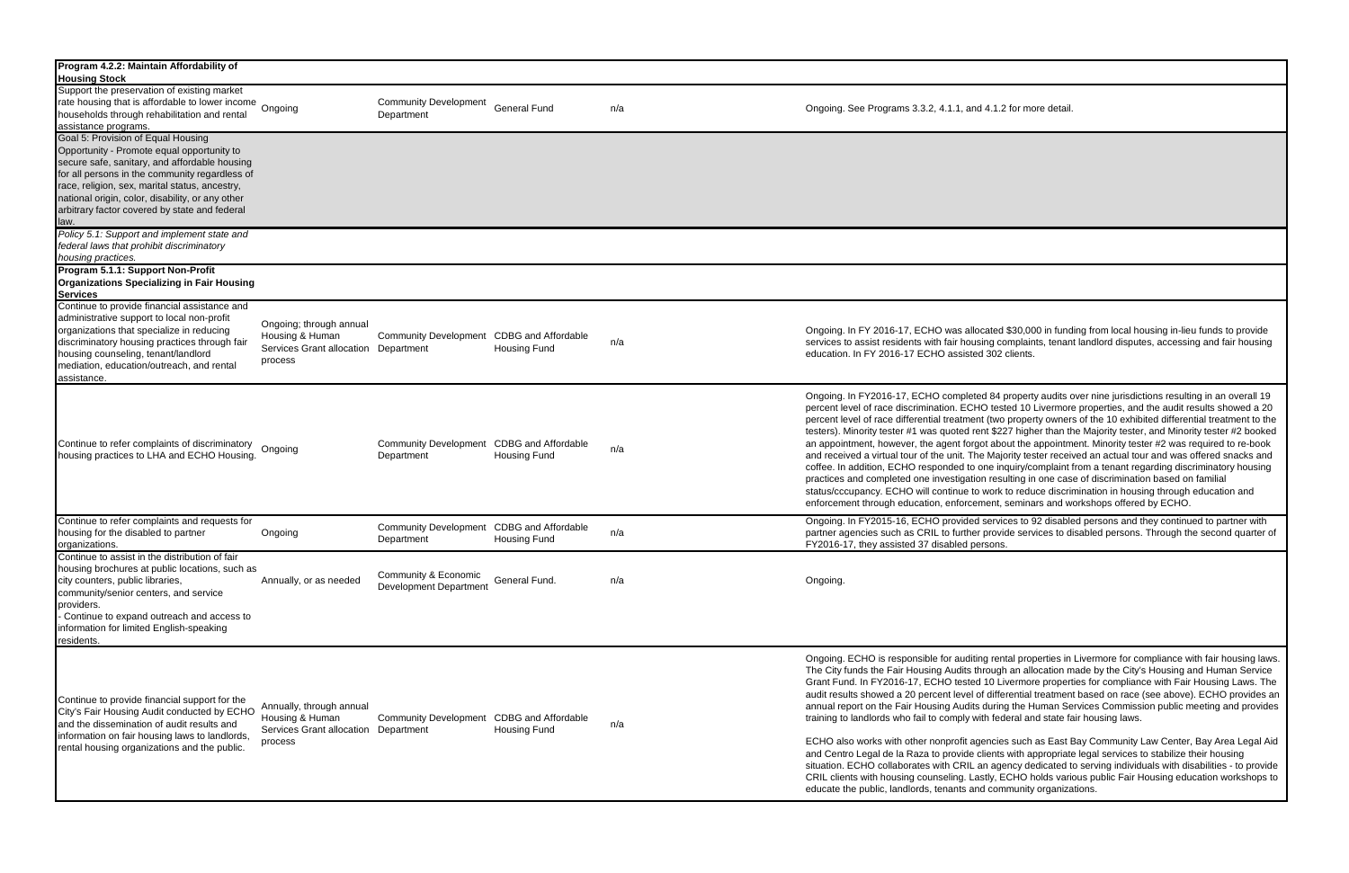| | | | | | |
|---|---|---|---|---|---|
| **Program 4.2.2: Maintain Affordability of Housing Stock** | | | | | |
| Support the preservation of existing market rate housing that is affordable to lower income households through rehabilitation and rental assistance programs. | Ongoing | Community Development Department | General Fund | n/a | Ongoing. See Programs 3.3.2, 4.1.1, and 4.1.2 for more detail. |
| Goal 5: Provision of Equal Housing Opportunity - Promote equal opportunity to secure safe, sanitary, and affordable housing for all persons in the community regardless of race, religion, sex, marital status, ancestry, national origin, color, disability, or any other arbitrary factor covered by state and federal law. | | | | | |
| *Policy 5.1: Support and implement state and federal laws that prohibit discriminatory housing practices.* | | | | | |
| **Program 5.1.1: Support Non-Profit Organizations Specializing in Fair Housing Services** | | | | | |
| Continue to provide financial assistance and administrative support to local non-profit organizations that specialize in reducing discriminatory housing practices through fair housing counseling, tenant/landlord mediation, education/outreach, and rental assistance. | Ongoing; through annual Housing & Human Services Grant allocation process | Community Development Department | CDBG and Affordable Housing Fund | n/a | Ongoing. In FY 2016-17, ECHO was allocated $30,000 in funding from local housing in-lieu funds to provide services to assist residents with fair housing complaints, tenant landlord disputes, accessing and fair housing education. In FY 2016-17 ECHO assisted 302 clients. |
| Continue to refer complaints of discriminatory housing practices to LHA and ECHO Housing. | Ongoing | Community Development Department | CDBG and Affordable Housing Fund | n/a | Ongoing. In FY2016-17, ECHO completed 84 property audits over nine jurisdictions resulting in an overall 19 percent level of race discrimination. ECHO tested 10 Livermore properties, and the audit results showed a 20 percent level of race differential treatment (two property owners of the 10 exhibited differential treatment to the testers). Minority tester #1 was quoted rent $227 higher than the Majority tester, and Minority tester #2 booked an appointment, however, the agent forgot about the appointment. Minority tester #2 was required to re-book and received a virtual tour of the unit. The Majority tester received an actual tour and was offered snacks and coffee. In addition, ECHO responded to one inquiry/complaint from a tenant regarding discriminatory housing practices and completed one investigation resulting in one case of discrimination based on familial status/cccupancy. ECHO will continue to work to reduce discrimination in housing through education and enforcement through education, enforcement, seminars and workshops offered by ECHO. |
| Continue to refer complaints and requests for housing for the disabled to partner organizations. | Ongoing | Community Development Department | CDBG and Affordable Housing Fund | n/a | Ongoing. In FY2015-16, ECHO provided services to 92 disabled persons and they continued to partner with partner agencies such as CRIL to further provide services to disabled persons. Through the second quarter of FY2016-17, they assisted 37 disabled persons. |
| Continue to assist in the distribution of fair housing brochures at public locations, such as city counters, public libraries, community/senior centers, and service providers.<br>- Continue to expand outreach and access to information for limited English-speaking residents. | Annually, or as needed | Community & Economic Development Department | General Fund. | n/a | Ongoing. |
| Continue to provide financial support for the City's Fair Housing Audit conducted by ECHO and the dissemination of audit results and information on fair housing laws to landlords, rental housing organizations and the public. | Annually, through annual Housing & Human Services Grant allocation process | Community Development Department | CDBG and Affordable Housing Fund | n/a | Ongoing. ECHO is responsible for auditing rental properties in Livermore for compliance with fair housing laws. The City funds the Fair Housing Audits through an allocation made by the City's Housing and Human Service Grant Fund. In FY2016-17, ECHO tested 10 Livermore properties for compliance with Fair Housing Laws. The audit results showed a 20 percent level of differential treatment based on race (see above). ECHO provides an annual report on the Fair Housing Audits during the Human Services Commission public meeting and provides training to landlords who fail to comply with federal and state fair housing laws.<br><br>ECHO also works with other nonprofit agencies such as East Bay Community Law Center, Bay Area Legal Aid and Centro Legal de la Raza to provide clients with appropriate legal services to stabilize their housing situation. ECHO collaborates with CRIL an agency dedicated to serving individuals with disabilities - to provide CRIL clients with housing counseling. Lastly, ECHO holds various public Fair Housing education workshops to educate the public, landlords, tenants and community organizations. |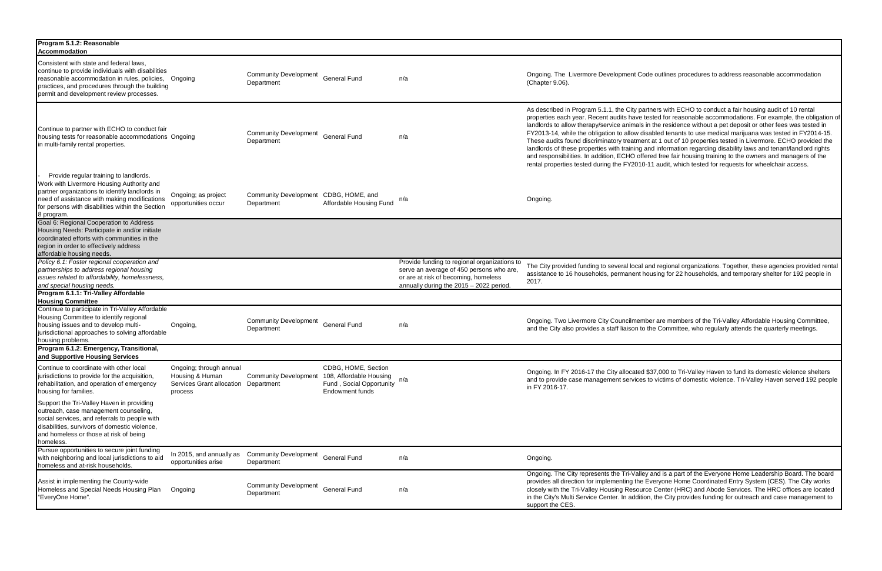| | | | | | |
|---|---|---|---|---|---|
| **Program 5.1.2: Reasonable Accommodation** | | | | | |
| Consistent with state and federal laws, continue to provide individuals with disabilities reasonable accommodation in rules, policies, practices, and procedures through the building permit and development review processes. | Ongoing | Community Development Department | General Fund | n/a | Ongoing. The Livermore Development Code outlines procedures to address reasonable accommodation (Chapter 9.06). |
| Continue to partner with ECHO to conduct fair housing tests for reasonable accommodations in multi-family rental properties. | Ongoing | Community Development Department | General Fund | n/a | As described in Program 5.1.1, the City partners with ECHO to conduct a fair housing audit of 10 rental properties each year. Recent audits have tested for reasonable accommodations. For example, the obligation of landlords to allow therapy/service animals in the residence without a pet deposit or other fees was tested in FY2013-14, while the obligation to allow disabled tenants to use medical marijuana was tested in FY2014-15. These audits found discriminatory treatment at 1 out of 10 properties tested in Livermore. ECHO provided the landlords of these properties with training and information regarding disability laws and tenant/landlord rights and responsibilities. In addition, ECHO offered free fair housing training to the owners and managers of the rental properties tested during the FY2010-11 audit, which tested for requests for wheelchair access. |
| - Provide regular training to landlords. Work with Livermore Housing Authority and partner organizations to identify landlords in need of assistance with making modifications for persons with disabilities within the Section 8 program. | Ongoing; as project opportunities occur | Community Development Department | CDBG, HOME, and Affordable Housing Fund | n/a | Ongoing. |
| Goal 6: Regional Cooperation to Address Housing Needs: Participate in and/or initiate coordinated efforts with communities in the region in order to effectively address affordable housing needs. | | | | | |
| *Policy 6.1: Foster regional cooperation and partnerships to address regional housing issues related to affordability, homelessness, and special housing needs.* | | | | Provide funding to regional organizations to serve an average of 450 persons who are, or are at risk of becoming, homeless annually during the 2015 – 2022 period. | The City provided funding to several local and regional organizations. Together, these agencies provided rental assistance to 16 households, permanent housing for 22 households, and temporary shelter for 192 people in 2017. |
| **Program 6.1.1: Tri-Valley Affordable Housing Committee** | | | | | |
| Continue to participate in Tri-Valley Affordable Housing Committee to identify regional housing issues and to develop multi-jurisdictional approaches to solving affordable housing problems. | Ongoing, | Community Development Department | General Fund | n/a | Ongoing. Two Livermore City Councilmember are members of the Tri-Valley Affordable Housing Committee, and the City also provides a staff liaison to the Committee, who regularly attends the quarterly meetings. |
| **Program 6.1.2: Emergency, Transitional, and Supportive Housing Services** | | | | | |
| Continue to coordinate with other local jurisdictions to provide for the acquisition, rehabilitation, and operation of emergency housing for families. | Ongoing; through annual Housing & Human Services Grant allocation process | Community Development Department | CDBG, HOME, Section 108, Affordable Housing Fund , Social Opportunity Endowment funds | n/a | Ongoing. In FY 2016-17 the City allocated $37,000 to Tri-Valley Haven to fund its domestic violence shelters and to provide case management services to victims of domestic violence. Tri-Valley Haven served 192 people in FY 2016-17. |
| Support the Tri-Valley Haven in providing outreach, case management counseling, social services, and referrals to people with disabilities, survivors of domestic violence, and homeless or those at risk of being homeless. | | | | | |
| Pursue opportunities to secure joint funding with neighboring and local jurisdictions to aid homeless and at-risk households. | In 2015, and annually as opportunities arise | Community Development Department | General Fund | n/a | Ongoing. |
| Assist in implementing the County-wide Homeless and Special Needs Housing Plan "EveryOne Home". | Ongoing | Community Development Department | General Fund | n/a | Ongoing. The City represents the Tri-Valley and is a part of the Everyone Home Leadership Board. The board provides all direction for implementing the Everyone Home Coordinated Entry System (CES). The City works closely with the Tri-Valley Housing Resource Center (HRC) and Abode Services. The HRC offices are located in the City's Multi Service Center. In addition, the City provides funding for outreach and case management to support the CES. |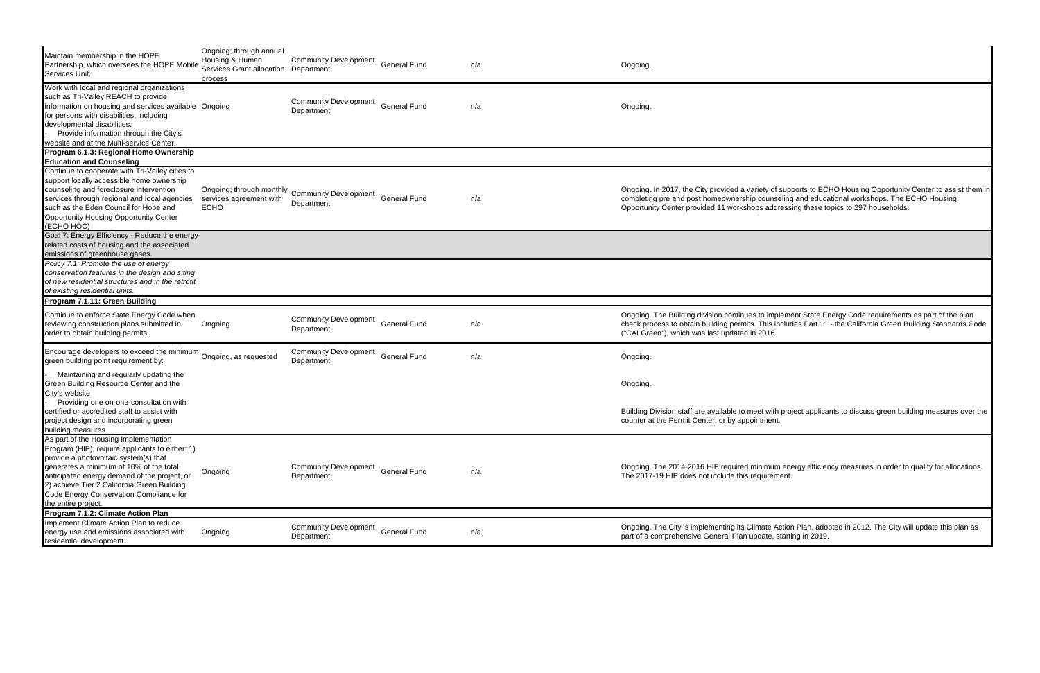| | | | | | |
|---|---|---|---|---|---|
| Maintain membership in the HOPE Partnership, which oversees the HOPE Mobile Services Unit. | Ongoing; through annual Housing & Human Services Grant allocation process | Community Development Department | General Fund | n/a | Ongoing. |
| Work with local and regional organizations such as Tri-Valley REACH to provide information on housing and services available for persons with disabilities, including developmental disabilities.<br>- Provide information through the City's website and at the Multi-service Center. | Ongoing | Community Development Department | General Fund | n/a | Ongoing. |
| **Program 6.1.3: Regional Home Ownership Education and Counseling** | | | | | |
| Continue to cooperate with Tri-Valley cities to support locally accessible home ownership counseling and foreclosure intervention services through regional and local agencies such as the Eden Council for Hope and Opportunity Housing Opportunity Center (ECHO HOC) | Ongoing; through monthly services agreement with ECHO | Community Development Department | General Fund | n/a | Ongoing. In 2017, the City provided a variety of supports to ECHO Housing Opportunity Center to assist them in completing pre and post homeownership counseling and educational workshops. The ECHO Housing Opportunity Center provided 11 workshops addressing these topics to 297 households. |
| Goal 7: Energy Efficiency - Reduce the energy-related costs of housing and the associated emissions of greenhouse gases. | | | | | |
| *Policy 7.1: Promote the use of energy conservation features in the design and siting of new residential structures and in the retrofit of existing residential units.* | | | | | |
| **Program 7.1.11: Green Building** | | | | | |
| Continue to enforce State Energy Code when reviewing construction plans submitted in order to obtain building permits. | Ongoing | Community Development Department | General Fund | n/a | Ongoing. The Building division continues to implement State Energy Code requirements as part of the plan check process to obtain building permits. This includes Part 11 - the California Green Building Standards Code ("CALGreen"), which was last updated in 2016. |
| Encourage developers to exceed the minimum green building point requirement by: | Ongoing, as requested | Community Development Department | General Fund | n/a | Ongoing. |
| - Maintaining and regularly updating the Green Building Resource Center and the City's website | | | | | Ongoing. |
| - Providing one on-one-consultation with certified or accredited staff to assist with project design and incorporating green building measures | | | | | Building Division staff are available to meet with project applicants to discuss green building measures over the counter at the Permit Center, or by appointment. |
| As part of the Housing Implementation Program (HIP), require applicants to either: 1) provide a photovoltaic system(s) that generates a minimum of 10% of the total anticipated energy demand of the project, or 2) achieve Tier 2 California Green Building Code Energy Conservation Compliance for the entire project. | Ongoing | Community Development Department | General Fund | n/a | Ongoing. The 2014-2016 HIP required minimum energy efficiency measures in order to qualify for allocations. The 2017-19 HIP does not include this requirement. |
| **Program 7.1.2: Climate Action Plan** | | | | | |
| Implement Climate Action Plan to reduce energy use and emissions associated with residential development. | Ongoing | Community Development Department | General Fund | n/a | Ongoing. The City is implementing its Climate Action Plan, adopted in 2012. The City will update this plan as part of a comprehensive General Plan update, starting in 2019. |